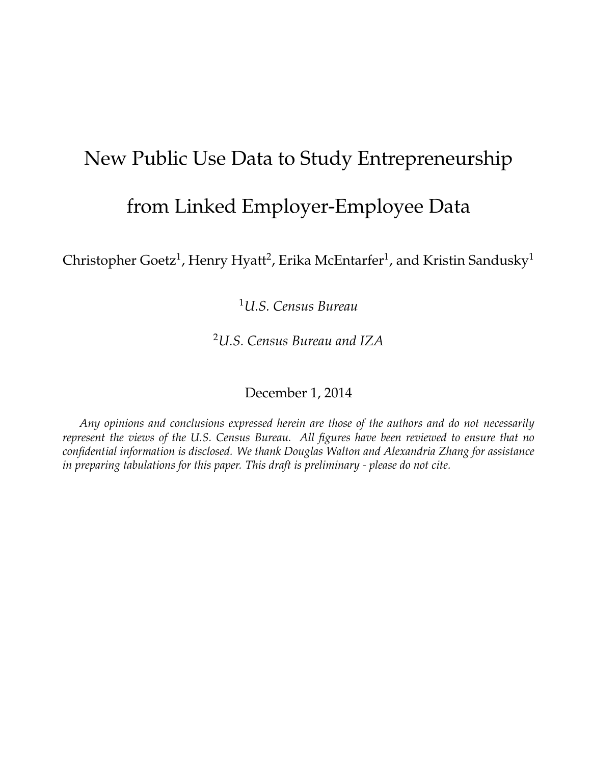# New Public Use Data to Study Entrepreneurship from Linked Employer-Employee Data

Christopher Goetz[1], Henry Hyatt[2], Erika McEntarfer[1], and Kristin Sandusky[1]

[1]*U.S. Census Bureau*

[2]*U.S. Census Bureau and IZA*

December 1, 2014

*Any opinions and conclusions expressed herein are those of the authors and do not necessarily represent the views of the U.S. Census Bureau. All figures have been reviewed to ensure that no confidential information is disclosed. We thank Douglas Walton and Alexandria Zhang for assistance in preparing tabulations for this paper. This draft is preliminary - please do not cite.*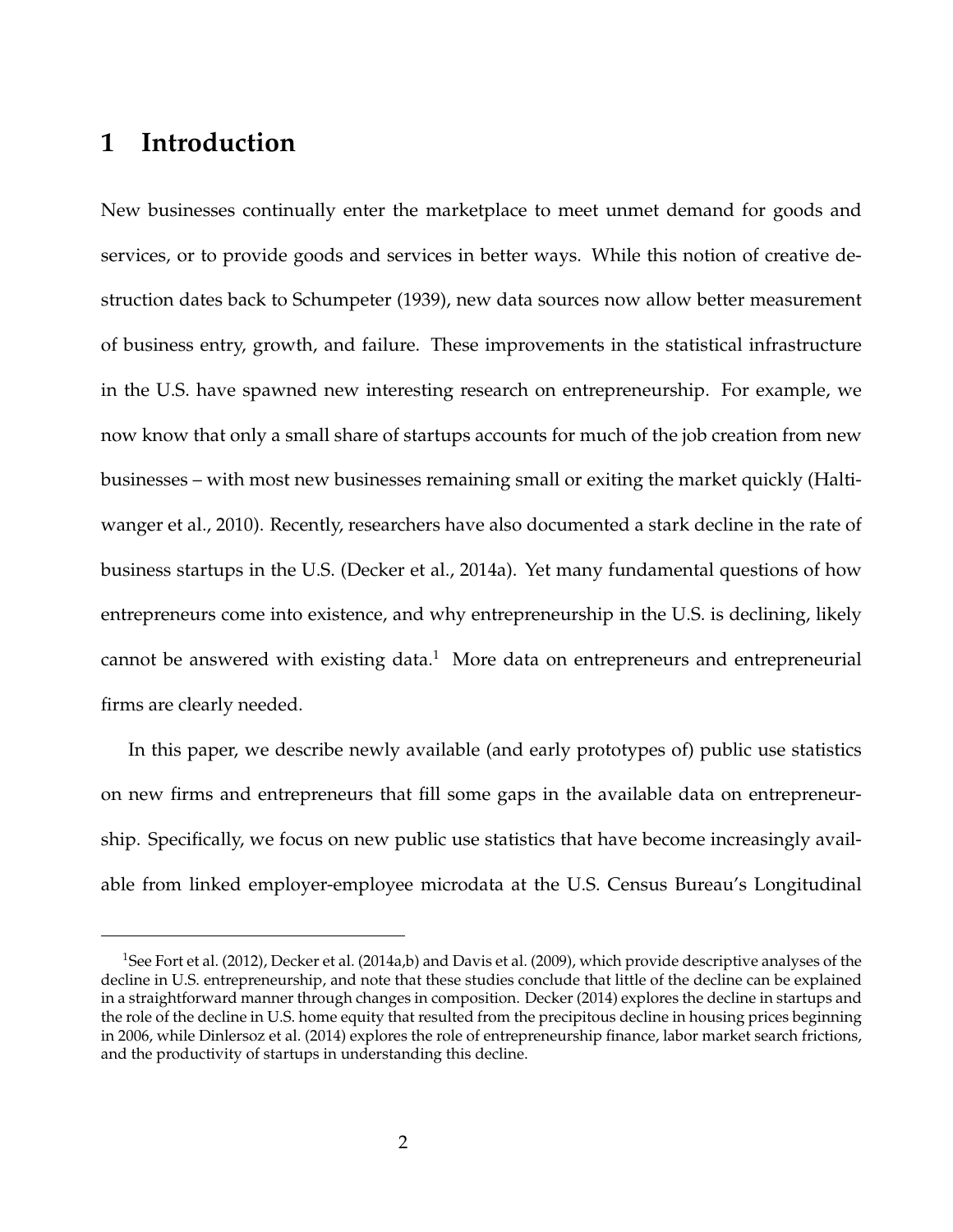# 1 Introduction

New businesses continually enter the marketplace to meet unmet demand for goods and services, or to provide goods and services in better ways. While this notion of creative destruction dates back to Schumpeter (1939), new data sources now allow better measurement of business entry, growth, and failure. These improvements in the statistical infrastructure in the U.S. have spawned new interesting research on entrepreneurship. For example, we now know that only a small share of startups accounts for much of the job creation from new businesses – with most new businesses remaining small or exiting the market quickly (Haltiwanger et al., 2010). Recently, researchers have also documented a stark decline in the rate of business startups in the U.S. (Decker et al., 2014a). Yet many fundamental questions of how entrepreneurs come into existence, and why entrepreneurship in the U.S. is declining, likely cannot be answered with existing data.[1] More data on entrepreneurs and entrepreneurial firms are clearly needed.

In this paper, we describe newly available (and early prototypes of) public use statistics on new firms and entrepreneurs that fill some gaps in the available data on entrepreneurship. Specifically, we focus on new public use statistics that have become increasingly available from linked employer-employee microdata at the U.S. Census Bureau's Longitudinal

[1] See Fort et al. (2012), Decker et al. (2014a,b) and Davis et al. (2009), which provide descriptive analyses of the decline in U.S. entrepreneurship, and note that these studies conclude that little of the decline can be explained in a straightforward manner through changes in composition. Decker (2014) explores the decline in startups and the role of the decline in U.S. home equity that resulted from the precipitous decline in housing prices beginning in 2006, while Dinlersoz et al. (2014) explores the role of entrepreneurship finance, labor market search frictions, and the productivity of startups in understanding this decline.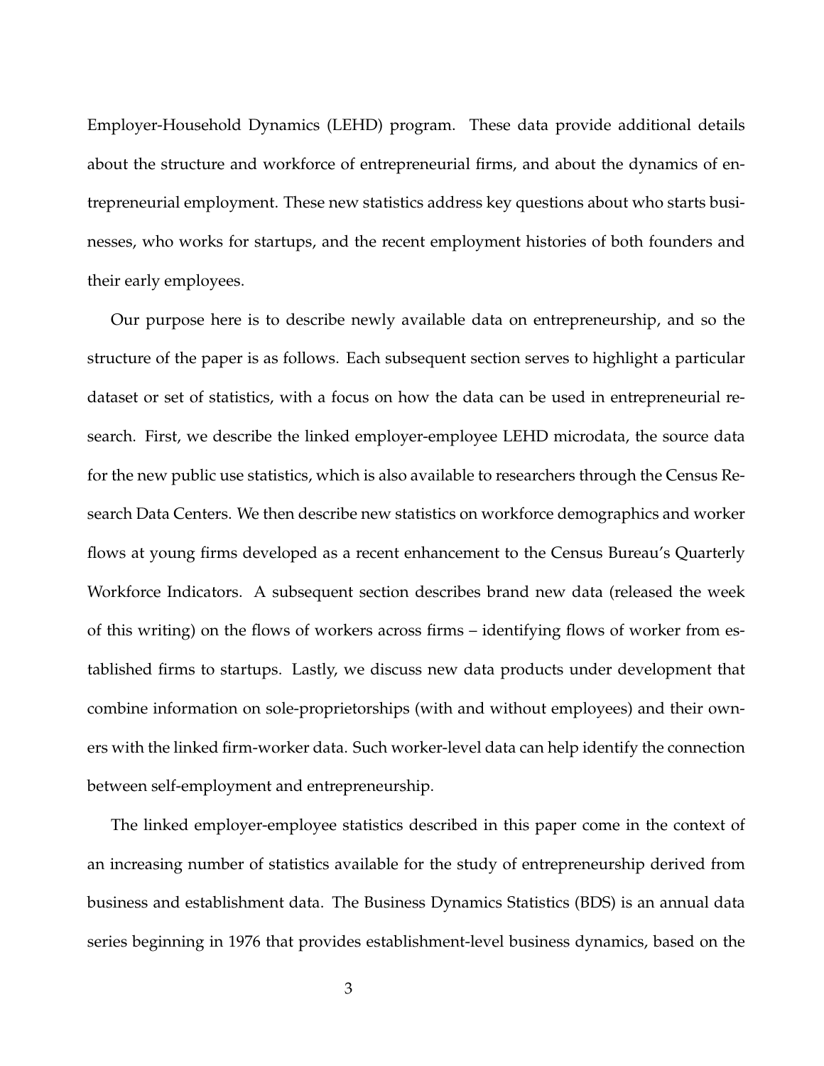Employer-Household Dynamics (LEHD) program. These data provide additional details about the structure and workforce of entrepreneurial firms, and about the dynamics of entrepreneurial employment. These new statistics address key questions about who starts businesses, who works for startups, and the recent employment histories of both founders and their early employees.

Our purpose here is to describe newly available data on entrepreneurship, and so the structure of the paper is as follows. Each subsequent section serves to highlight a particular dataset or set of statistics, with a focus on how the data can be used in entrepreneurial research. First, we describe the linked employer-employee LEHD microdata, the source data for the new public use statistics, which is also available to researchers through the Census Research Data Centers. We then describe new statistics on workforce demographics and worker flows at young firms developed as a recent enhancement to the Census Bureau's Quarterly Workforce Indicators. A subsequent section describes brand new data (released the week of this writing) on the flows of workers across firms – identifying flows of worker from established firms to startups. Lastly, we discuss new data products under development that combine information on sole-proprietorships (with and without employees) and their owners with the linked firm-worker data. Such worker-level data can help identify the connection between self-employment and entrepreneurship.

The linked employer-employee statistics described in this paper come in the context of an increasing number of statistics available for the study of entrepreneurship derived from business and establishment data. The Business Dynamics Statistics (BDS) is an annual data series beginning in 1976 that provides establishment-level business dynamics, based on the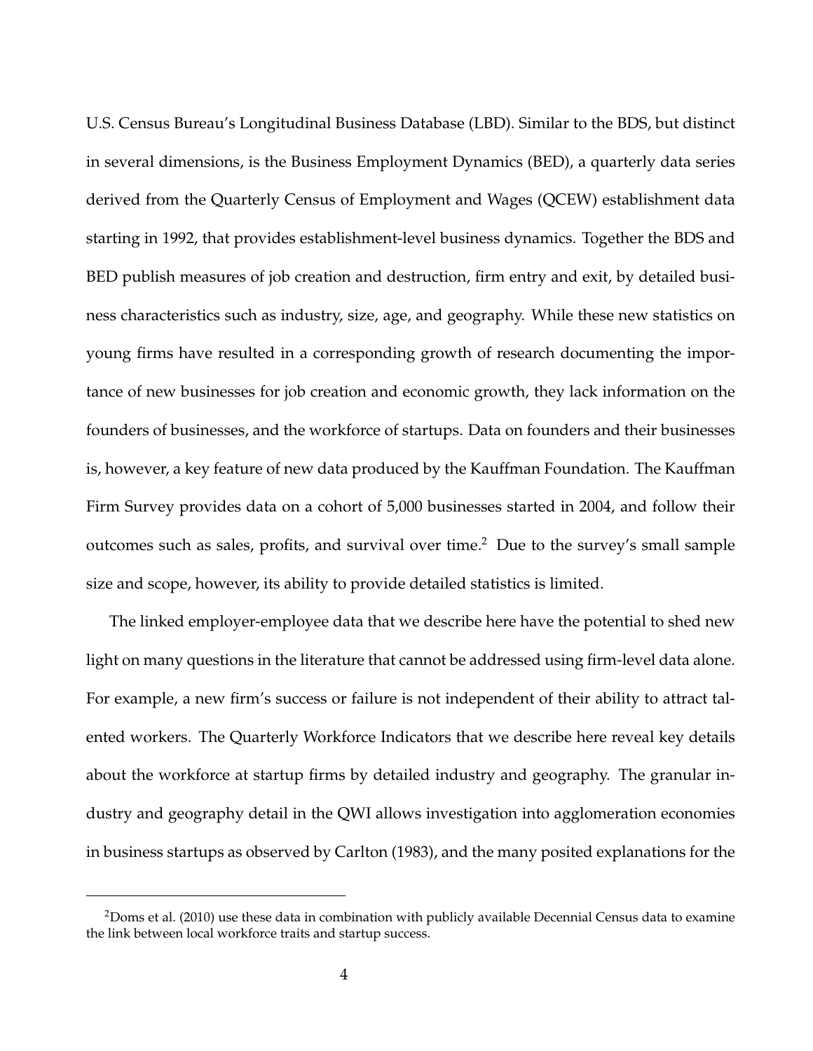U.S. Census Bureau's Longitudinal Business Database (LBD). Similar to the BDS, but distinct in several dimensions, is the Business Employment Dynamics (BED), a quarterly data series derived from the Quarterly Census of Employment and Wages (QCEW) establishment data starting in 1992, that provides establishment-level business dynamics. Together the BDS and BED publish measures of job creation and destruction, firm entry and exit, by detailed business characteristics such as industry, size, age, and geography. While these new statistics on young firms have resulted in a corresponding growth of research documenting the importance of new businesses for job creation and economic growth, they lack information on the founders of businesses, and the workforce of startups. Data on founders and their businesses is, however, a key feature of new data produced by the Kauffman Foundation. The Kauffman Firm Survey provides data on a cohort of 5,000 businesses started in 2004, and follow their outcomes such as sales, profits, and survival over time.[2] Due to the survey's small sample size and scope, however, its ability to provide detailed statistics is limited.

The linked employer-employee data that we describe here have the potential to shed new light on many questions in the literature that cannot be addressed using firm-level data alone. For example, a new firm's success or failure is not independent of their ability to attract talented workers. The Quarterly Workforce Indicators that we describe here reveal key details about the workforce at startup firms by detailed industry and geography. The granular industry and geography detail in the QWI allows investigation into agglomeration economies in business startups as observed by Carlton (1983), and the many posited explanations for the

[2] Doms et al. (2010) use these data in combination with publicly available Decennial Census data to examine the link between local workforce traits and startup success.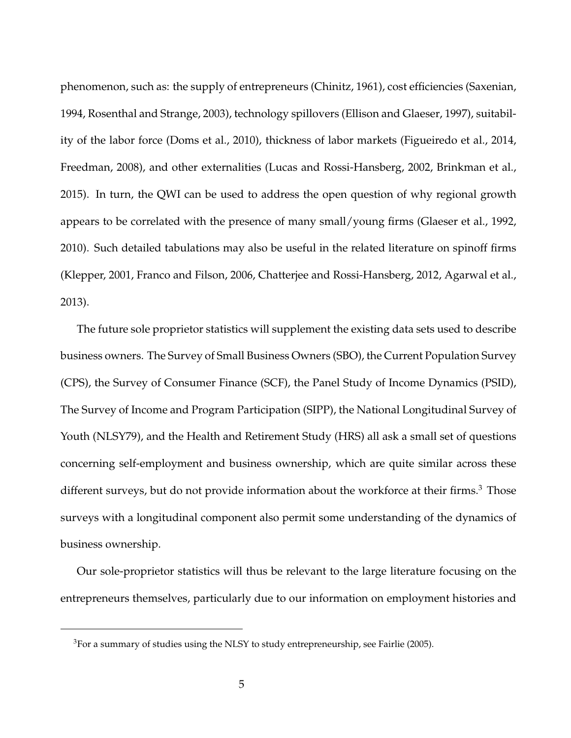phenomenon, such as: the supply of entrepreneurs (Chinitz, 1961), cost efficiencies (Saxenian, 1994, Rosenthal and Strange, 2003), technology spillovers (Ellison and Glaeser, 1997), suitability of the labor force (Doms et al., 2010), thickness of labor markets (Figueiredo et al., 2014, Freedman, 2008), and other externalities (Lucas and Rossi-Hansberg, 2002, Brinkman et al., 2015). In turn, the QWI can be used to address the open question of why regional growth appears to be correlated with the presence of many small/young firms (Glaeser et al., 1992, 2010). Such detailed tabulations may also be useful in the related literature on spinoff firms (Klepper, 2001, Franco and Filson, 2006, Chatterjee and Rossi-Hansberg, 2012, Agarwal et al., 2013).

The future sole proprietor statistics will supplement the existing data sets used to describe business owners. The Survey of Small Business Owners (SBO), the Current Population Survey (CPS), the Survey of Consumer Finance (SCF), the Panel Study of Income Dynamics (PSID), The Survey of Income and Program Participation (SIPP), the National Longitudinal Survey of Youth (NLSY79), and the Health and Retirement Study (HRS) all ask a small set of questions concerning self-employment and business ownership, which are quite similar across these different surveys, but do not provide information about the workforce at their firms.[3] Those surveys with a longitudinal component also permit some understanding of the dynamics of business ownership.

Our sole-proprietor statistics will thus be relevant to the large literature focusing on the entrepreneurs themselves, particularly due to our information on employment histories and

[3]For a summary of studies using the NLSY to study entrepreneurship, see Fairlie (2005).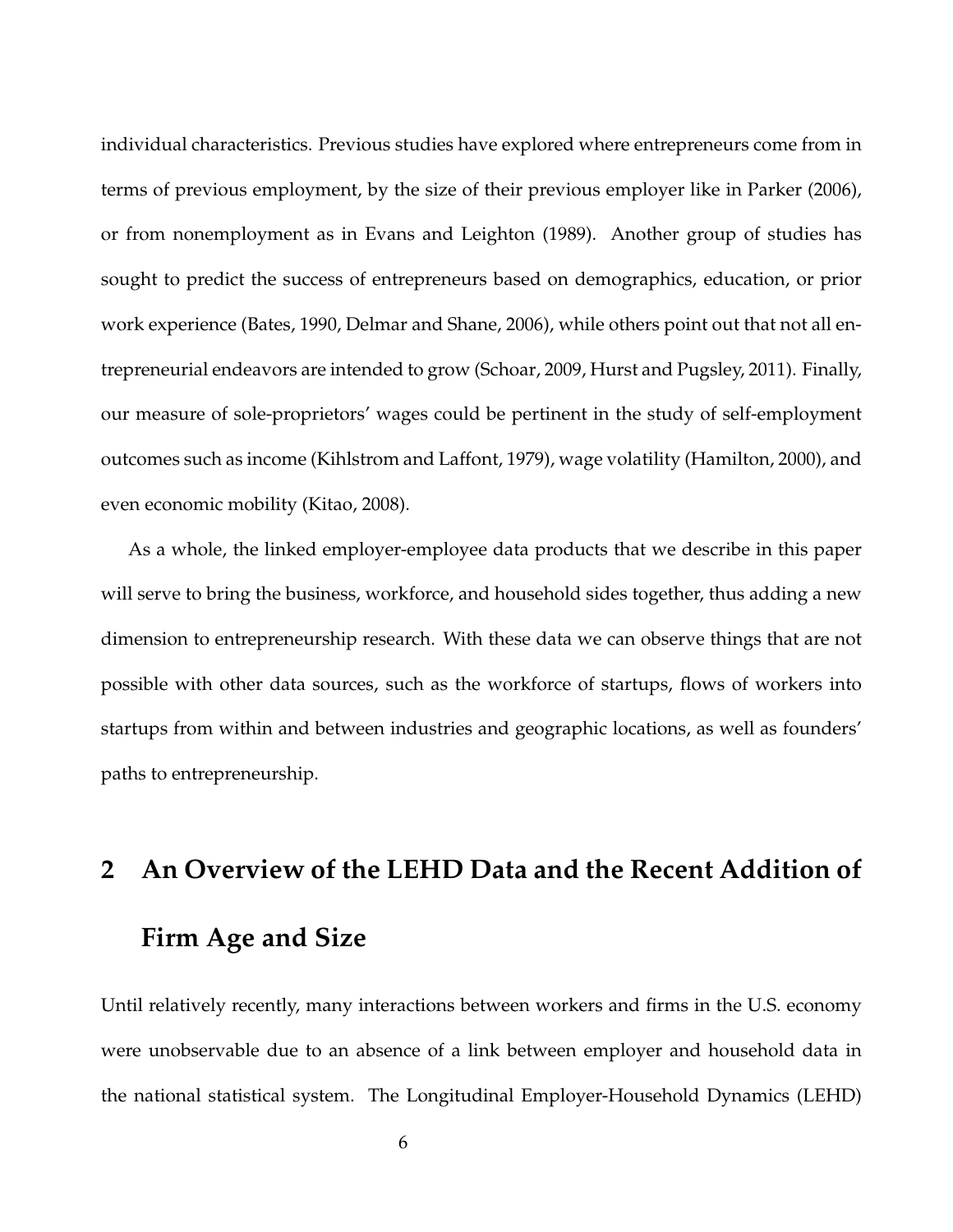individual characteristics. Previous studies have explored where entrepreneurs come from in terms of previous employment, by the size of their previous employer like in Parker (2006), or from nonemployment as in Evans and Leighton (1989). Another group of studies has sought to predict the success of entrepreneurs based on demographics, education, or prior work experience (Bates, 1990, Delmar and Shane, 2006), while others point out that not all entrepreneurial endeavors are intended to grow (Schoar, 2009, Hurst and Pugsley, 2011). Finally, our measure of sole-proprietors' wages could be pertinent in the study of self-employment outcomes such as income (Kihlstrom and Laffont, 1979), wage volatility (Hamilton, 2000), and even economic mobility (Kitao, 2008).

As a whole, the linked employer-employee data products that we describe in this paper will serve to bring the business, workforce, and household sides together, thus adding a new dimension to entrepreneurship research. With these data we can observe things that are not possible with other data sources, such as the workforce of startups, flows of workers into startups from within and between industries and geographic locations, as well as founders' paths to entrepreneurship.

## 2 An Overview of the LEHD Data and the Recent Addition of Firm Age and Size

Until relatively recently, many interactions between workers and firms in the U.S. economy were unobservable due to an absence of a link between employer and household data in the national statistical system. The Longitudinal Employer-Household Dynamics (LEHD)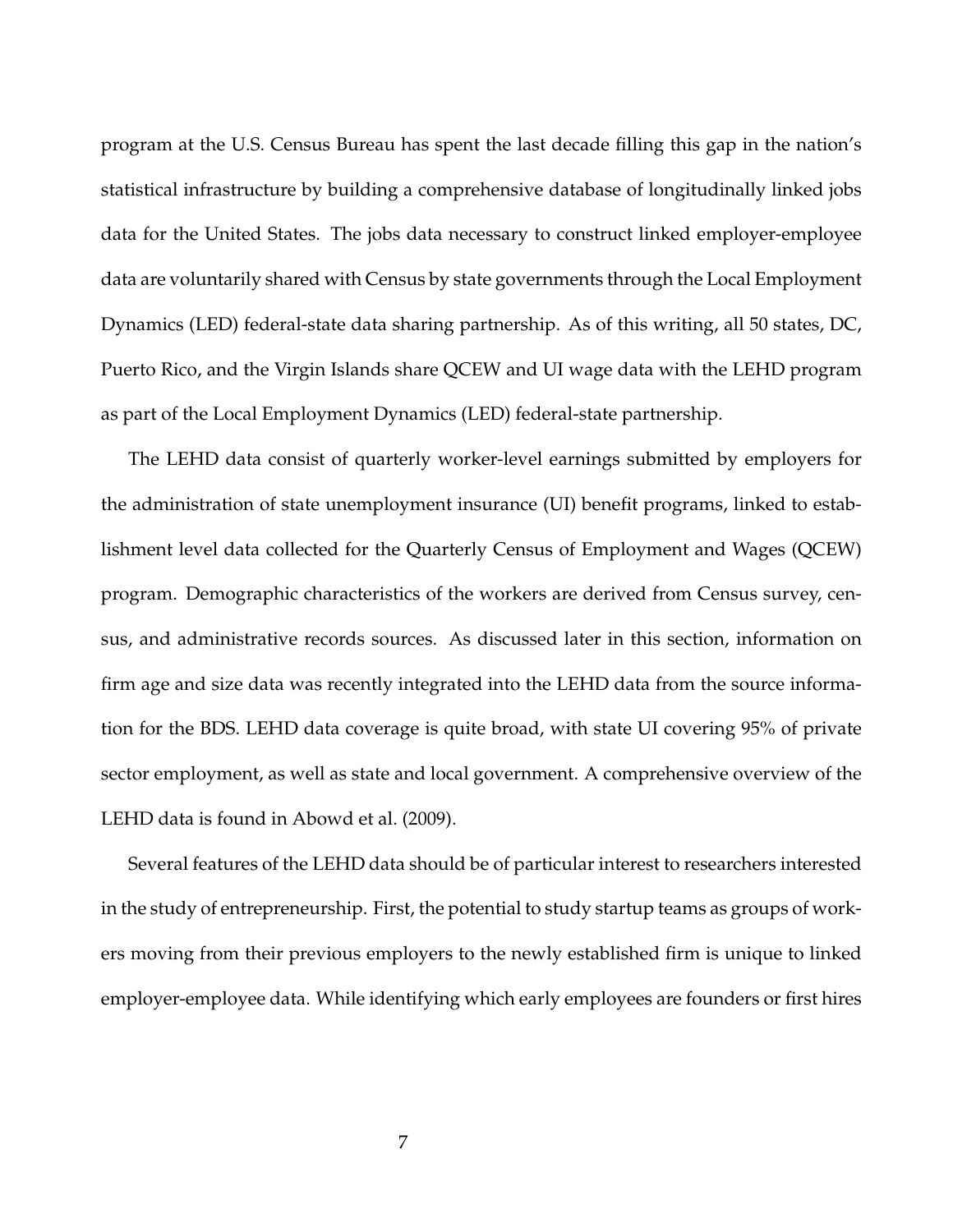program at the U.S. Census Bureau has spent the last decade filling this gap in the nation's statistical infrastructure by building a comprehensive database of longitudinally linked jobs data for the United States. The jobs data necessary to construct linked employer-employee data are voluntarily shared with Census by state governments through the Local Employment Dynamics (LED) federal-state data sharing partnership. As of this writing, all 50 states, DC, Puerto Rico, and the Virgin Islands share QCEW and UI wage data with the LEHD program as part of the Local Employment Dynamics (LED) federal-state partnership.

The LEHD data consist of quarterly worker-level earnings submitted by employers for the administration of state unemployment insurance (UI) benefit programs, linked to establishment level data collected for the Quarterly Census of Employment and Wages (QCEW) program. Demographic characteristics of the workers are derived from Census survey, census, and administrative records sources. As discussed later in this section, information on firm age and size data was recently integrated into the LEHD data from the source information for the BDS. LEHD data coverage is quite broad, with state UI covering 95% of private sector employment, as well as state and local government. A comprehensive overview of the LEHD data is found in Abowd et al. (2009).

Several features of the LEHD data should be of particular interest to researchers interested in the study of entrepreneurship. First, the potential to study startup teams as groups of workers moving from their previous employers to the newly established firm is unique to linked employer-employee data. While identifying which early employees are founders or first hires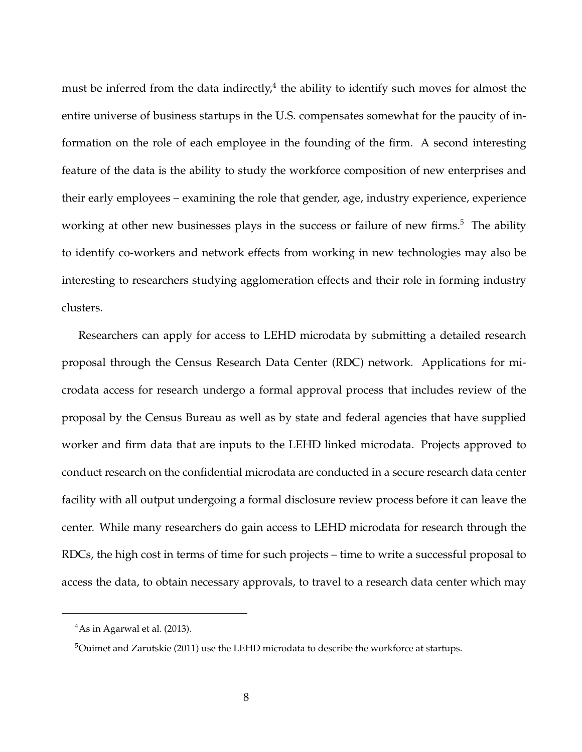must be inferred from the data indirectly,[4] the ability to identify such moves for almost the entire universe of business startups in the U.S. compensates somewhat for the paucity of information on the role of each employee in the founding of the firm. A second interesting feature of the data is the ability to study the workforce composition of new enterprises and their early employees – examining the role that gender, age, industry experience, experience working at other new businesses plays in the success or failure of new firms.[5] The ability to identify co-workers and network effects from working in new technologies may also be interesting to researchers studying agglomeration effects and their role in forming industry clusters.

Researchers can apply for access to LEHD microdata by submitting a detailed research proposal through the Census Research Data Center (RDC) network. Applications for microdata access for research undergo a formal approval process that includes review of the proposal by the Census Bureau as well as by state and federal agencies that have supplied worker and firm data that are inputs to the LEHD linked microdata. Projects approved to conduct research on the confidential microdata are conducted in a secure research data center facility with all output undergoing a formal disclosure review process before it can leave the center. While many researchers do gain access to LEHD microdata for research through the RDCs, the high cost in terms of time for such projects – time to write a successful proposal to access the data, to obtain necessary approvals, to travel to a research data center which may

---

[4] As in Agarwal et al. (2013).

[5] Ouimet and Zarutskie (2011) use the LEHD microdata to describe the workforce at startups.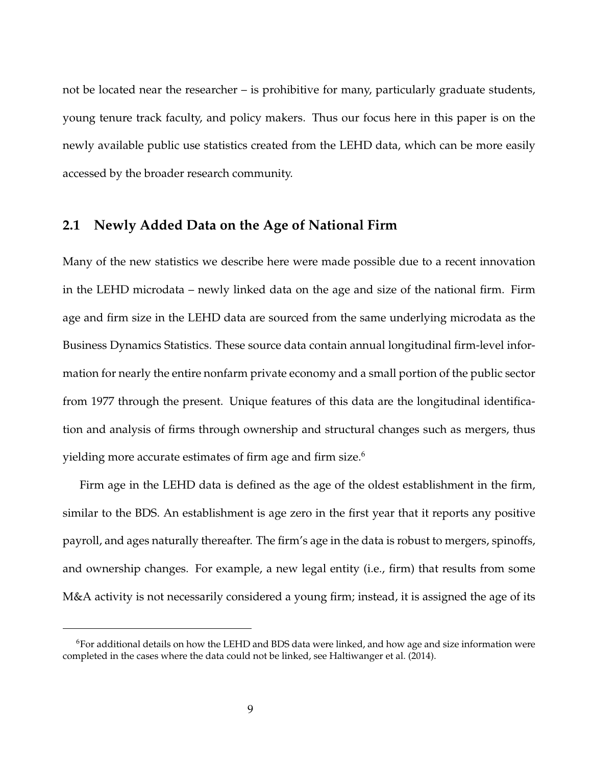not be located near the researcher – is prohibitive for many, particularly graduate students, young tenure track faculty, and policy makers. Thus our focus here in this paper is on the newly available public use statistics created from the LEHD data, which can be more easily accessed by the broader research community.

## 2.1 Newly Added Data on the Age of National Firm

Many of the new statistics we describe here were made possible due to a recent innovation in the LEHD microdata – newly linked data on the age and size of the national firm. Firm age and firm size in the LEHD data are sourced from the same underlying microdata as the Business Dynamics Statistics. These source data contain annual longitudinal firm-level information for nearly the entire nonfarm private economy and a small portion of the public sector from 1977 through the present. Unique features of this data are the longitudinal identification and analysis of firms through ownership and structural changes such as mergers, thus yielding more accurate estimates of firm age and firm size.[6]

Firm age in the LEHD data is defined as the age of the oldest establishment in the firm, similar to the BDS. An establishment is age zero in the first year that it reports any positive payroll, and ages naturally thereafter. The firm's age in the data is robust to mergers, spinoffs, and ownership changes. For example, a new legal entity (i.e., firm) that results from some M&A activity is not necessarily considered a young firm; instead, it is assigned the age of its

[6]For additional details on how the LEHD and BDS data were linked, and how age and size information were completed in the cases where the data could not be linked, see Haltiwanger et al. (2014).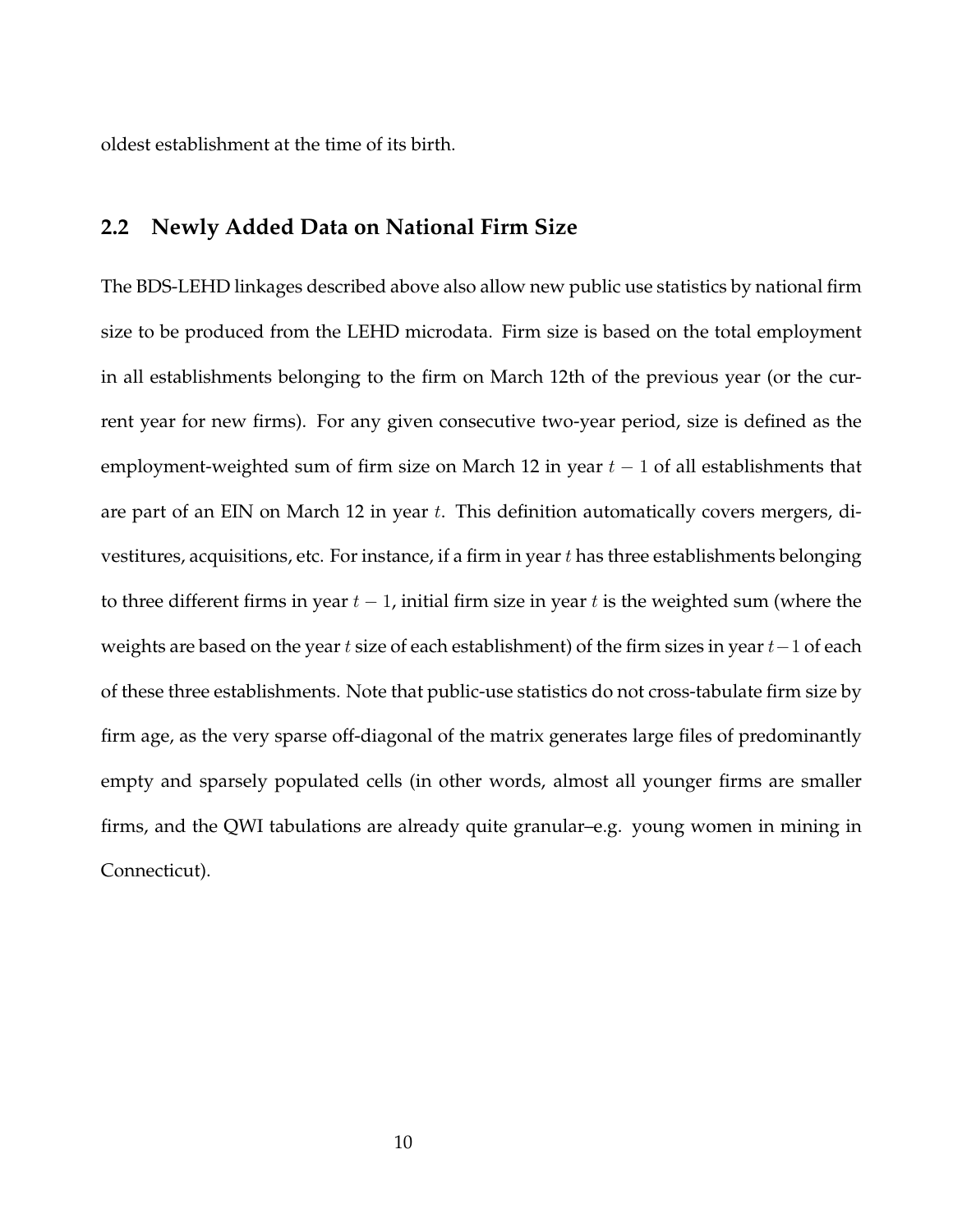oldest establishment at the time of its birth.

## 2.2 Newly Added Data on National Firm Size

The BDS-LEHD linkages described above also allow new public use statistics by national firm size to be produced from the LEHD microdata. Firm size is based on the total employment in all establishments belonging to the firm on March 12th of the previous year (or the current year for new firms). For any given consecutive two-year period, size is defined as the employment-weighted sum of firm size on March 12 in year $t-1$ of all establishments that are part of an EIN on March 12 in year $t$. This definition automatically covers mergers, divestitures, acquisitions, etc. For instance, if a firm in year $t$ has three establishments belonging to three different firms in year $t-1$, initial firm size in year $t$ is the weighted sum (where the weights are based on the year $t$ size of each establishment) of the firm sizes in year $t-1$ of each of these three establishments. Note that public-use statistics do not cross-tabulate firm size by firm age, as the very sparse off-diagonal of the matrix generates large files of predominantly empty and sparsely populated cells (in other words, almost all younger firms are smaller firms, and the QWI tabulations are already quite granular–e.g. young women in mining in Connecticut).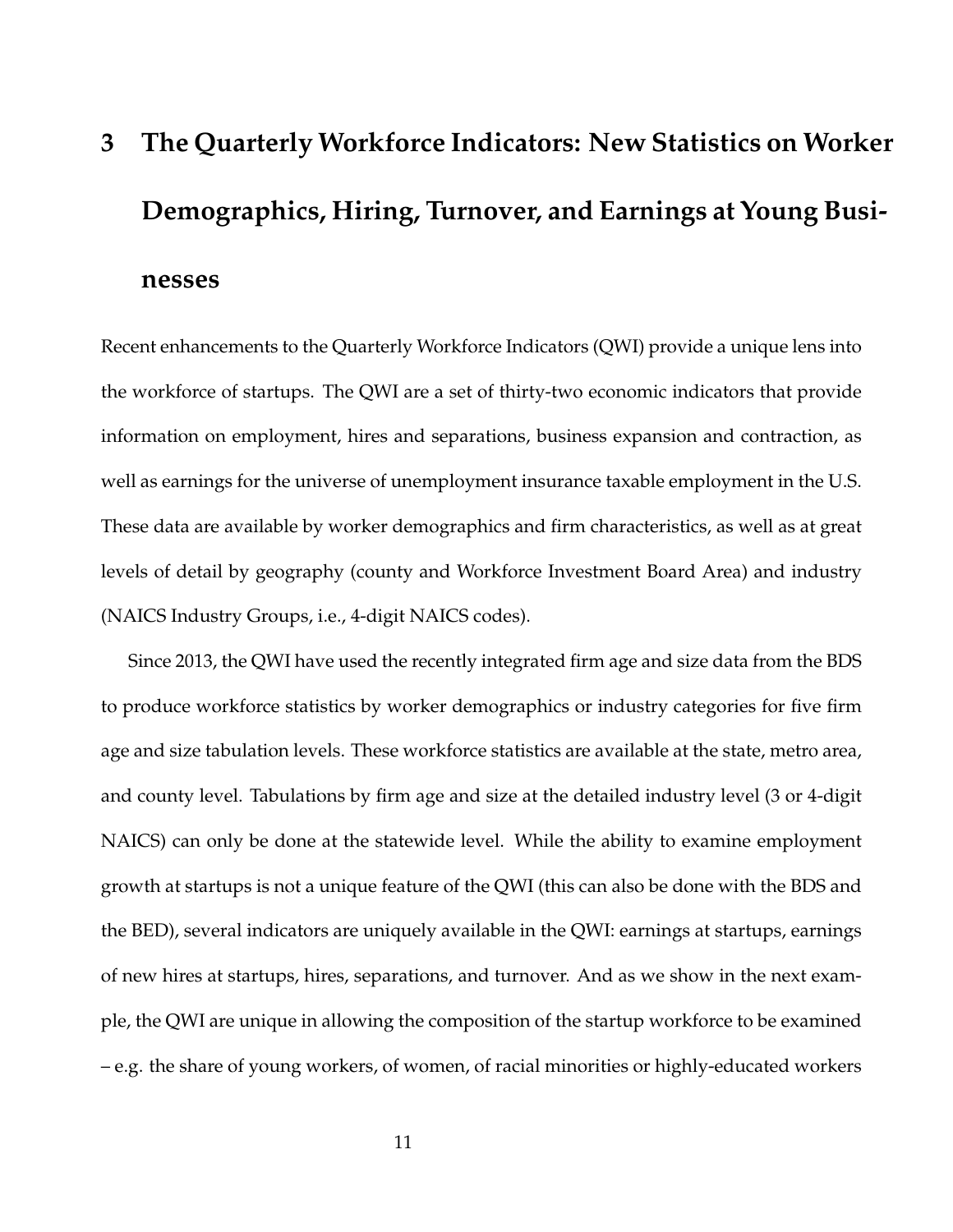## 3 The Quarterly Workforce Indicators: New Statistics on Worker Demographics, Hiring, Turnover, and Earnings at Young Businesses

Recent enhancements to the Quarterly Workforce Indicators (QWI) provide a unique lens into the workforce of startups. The QWI are a set of thirty-two economic indicators that provide information on employment, hires and separations, business expansion and contraction, as well as earnings for the universe of unemployment insurance taxable employment in the U.S. These data are available by worker demographics and firm characteristics, as well as at great levels of detail by geography (county and Workforce Investment Board Area) and industry (NAICS Industry Groups, i.e., 4-digit NAICS codes).

Since 2013, the QWI have used the recently integrated firm age and size data from the BDS to produce workforce statistics by worker demographics or industry categories for five firm age and size tabulation levels. These workforce statistics are available at the state, metro area, and county level. Tabulations by firm age and size at the detailed industry level (3 or 4-digit NAICS) can only be done at the statewide level. While the ability to examine employment growth at startups is not a unique feature of the QWI (this can also be done with the BDS and the BED), several indicators are uniquely available in the QWI: earnings at startups, earnings of new hires at startups, hires, separations, and turnover. And as we show in the next example, the QWI are unique in allowing the composition of the startup workforce to be examined – e.g. the share of young workers, of women, of racial minorities or highly-educated workers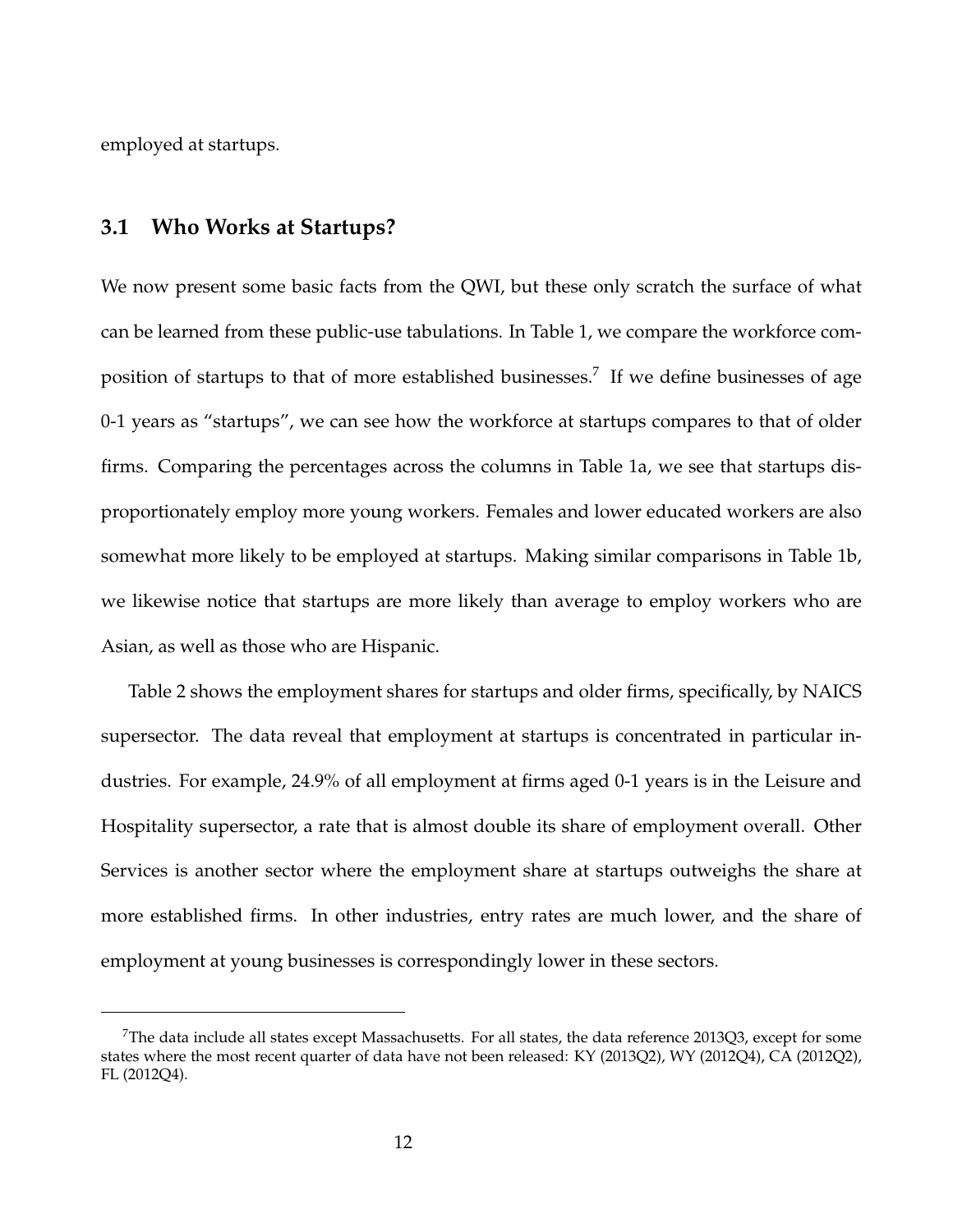employed at startups.

## 3.1 Who Works at Startups?

We now present some basic facts from the QWI, but these only scratch the surface of what can be learned from these public-use tabulations. In Table 1, we compare the workforce composition of startups to that of more established businesses.[7] If we define businesses of age 0-1 years as "startups", we can see how the workforce at startups compares to that of older firms. Comparing the percentages across the columns in Table 1a, we see that startups disproportionately employ more young workers. Females and lower educated workers are also somewhat more likely to be employed at startups. Making similar comparisons in Table 1b, we likewise notice that startups are more likely than average to employ workers who are Asian, as well as those who are Hispanic.

Table 2 shows the employment shares for startups and older firms, specifically, by NAICS supersector. The data reveal that employment at startups is concentrated in particular industries. For example, 24.9% of all employment at firms aged 0-1 years is in the Leisure and Hospitality supersector, a rate that is almost double its share of employment overall. Other Services is another sector where the employment share at startups outweighs the share at more established firms. In other industries, entry rates are much lower, and the share of employment at young businesses is correspondingly lower in these sectors.

[7] The data include all states except Massachusetts. For all states, the data reference 2013Q3, except for some states where the most recent quarter of data have not been released: KY (2013Q2), WY (2012Q4), CA (2012Q2), FL (2012Q4).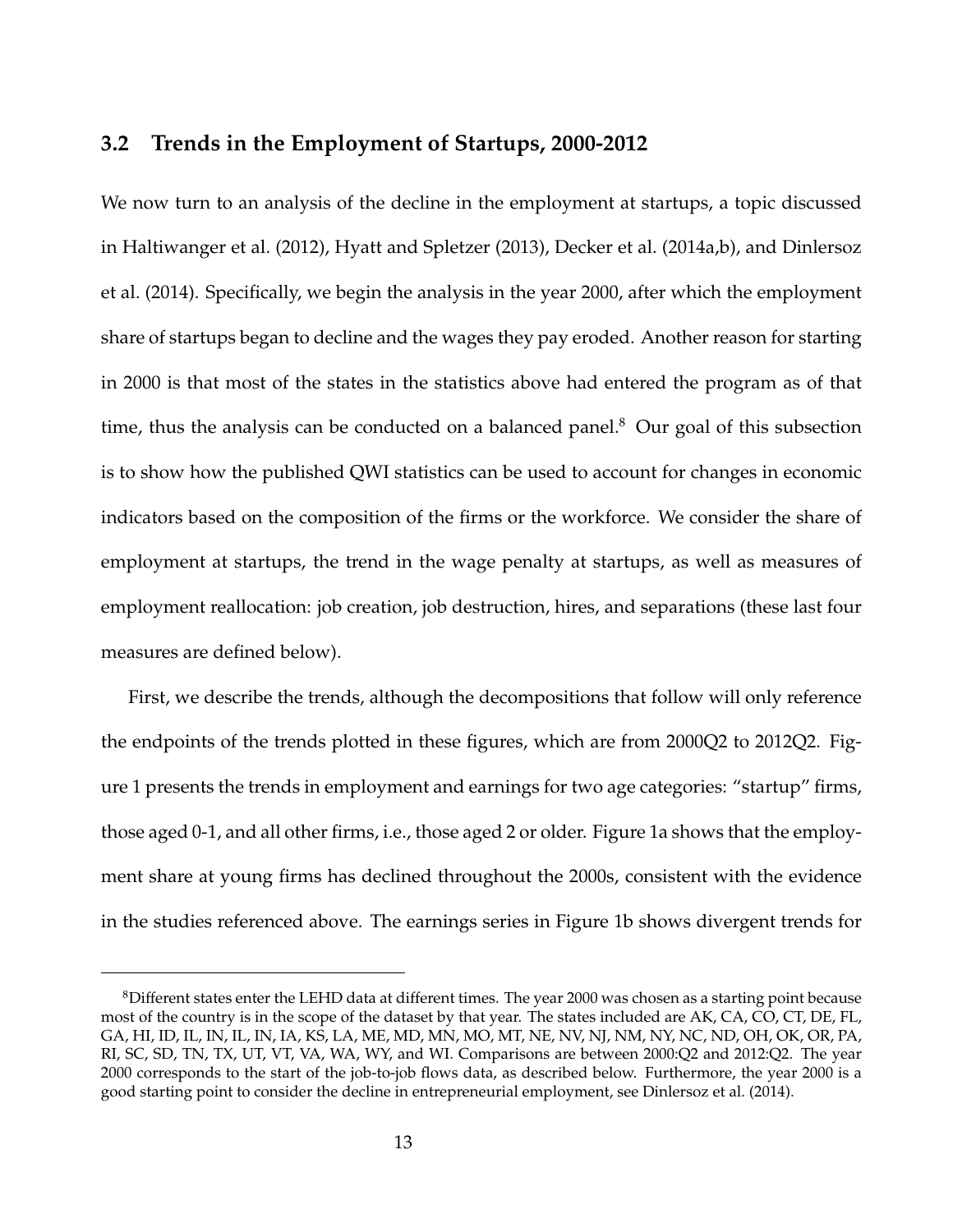### 3.2 Trends in the Employment of Startups, 2000-2012

We now turn to an analysis of the decline in the employment at startups, a topic discussed in Haltiwanger et al. (2012), Hyatt and Spletzer (2013), Decker et al. (2014a,b), and Dinlersoz et al. (2014). Specifically, we begin the analysis in the year 2000, after which the employment share of startups began to decline and the wages they pay eroded. Another reason for starting in 2000 is that most of the states in the statistics above had entered the program as of that time, thus the analysis can be conducted on a balanced panel.[8] Our goal of this subsection is to show how the published QWI statistics can be used to account for changes in economic indicators based on the composition of the firms or the workforce. We consider the share of employment at startups, the trend in the wage penalty at startups, as well as measures of employment reallocation: job creation, job destruction, hires, and separations (these last four measures are defined below).

First, we describe the trends, although the decompositions that follow will only reference the endpoints of the trends plotted in these figures, which are from 2000Q2 to 2012Q2. Figure 1 presents the trends in employment and earnings for two age categories: "startup" firms, those aged 0-1, and all other firms, i.e., those aged 2 or older. Figure 1a shows that the employment share at young firms has declined throughout the 2000s, consistent with the evidence in the studies referenced above. The earnings series in Figure 1b shows divergent trends for

[8]Different states enter the LEHD data at different times. The year 2000 was chosen as a starting point because most of the country is in the scope of the dataset by that year. The states included are AK, CA, CO, CT, DE, FL, GA, HI, ID, IL, IN, IL, IN, IA, KS, LA, ME, MD, MN, MO, MT, NE, NV, NJ, NM, NY, NC, ND, OH, OK, OR, PA, RI, SC, SD, TN, TX, UT, VT, VA, WA, WY, and WI. Comparisons are between 2000:Q2 and 2012:Q2. The year 2000 corresponds to the start of the job-to-job flows data, as described below. Furthermore, the year 2000 is a good starting point to consider the decline in entrepreneurial employment, see Dinlersoz et al. (2014).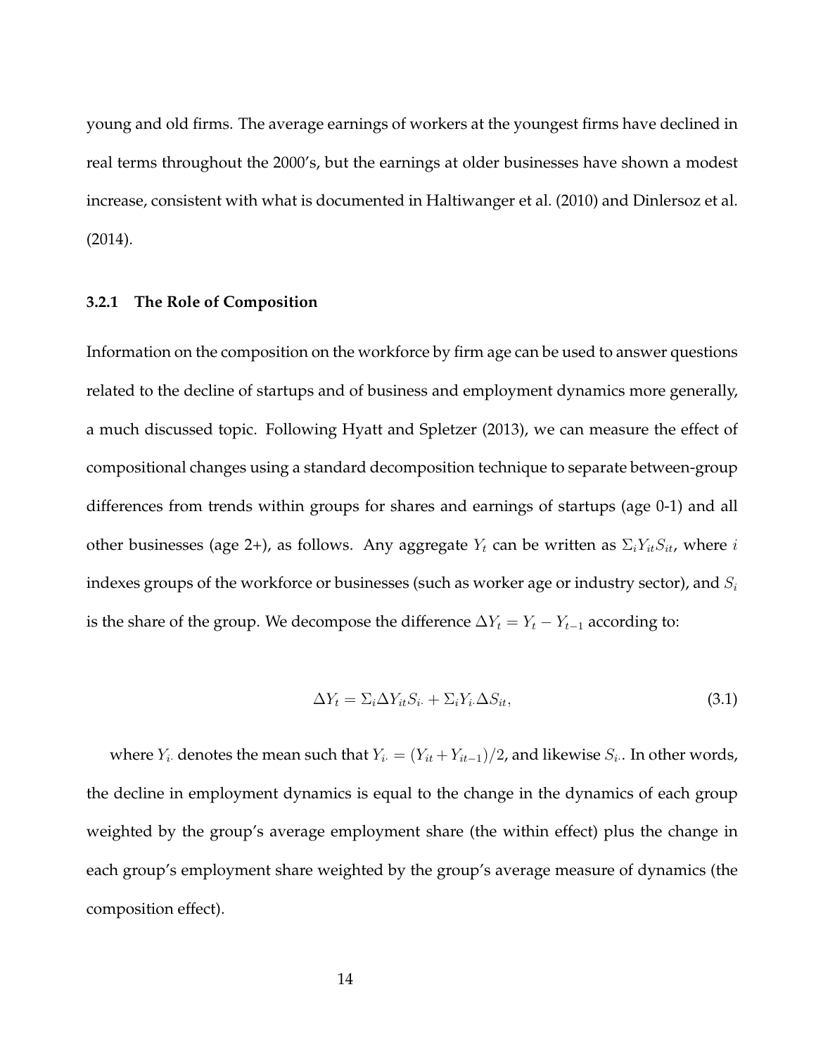young and old firms. The average earnings of workers at the youngest firms have declined in real terms throughout the 2000's, but the earnings at older businesses have shown a modest increase, consistent with what is documented in Haltiwanger et al. (2010) and Dinlersoz et al. (2014).

### 3.2.1 The Role of Composition

Information on the composition on the workforce by firm age can be used to answer questions related to the decline of startups and of business and employment dynamics more generally, a much discussed topic. Following Hyatt and Spletzer (2013), we can measure the effect of compositional changes using a standard decomposition technique to separate between-group differences from trends within groups for shares and earnings of startups (age 0-1) and all other businesses (age 2+), as follows. Any aggregate $Y_t$ can be written as $\Sigma_i Y_{it} S_{it}$, where $i$ indexes groups of the workforce or businesses (such as worker age or industry sector), and $S_i$ is the share of the group. We decompose the difference $\Delta Y_t = Y_t - Y_{t-1}$ according to:

$$\Delta Y_t = \Sigma_i \Delta Y_{it} S_{i\cdot} + \Sigma_i Y_{i\cdot} \Delta S_{it}, \tag{3.1}$$

where $Y_{i\cdot}$ denotes the mean such that $Y_{i\cdot} = (Y_{it} + Y_{it-1})/2$, and likewise $S_{i\cdot}$. In other words, the decline in employment dynamics is equal to the change in the dynamics of each group weighted by the group's average employment share (the within effect) plus the change in each group's employment share weighted by the group's average measure of dynamics (the composition effect).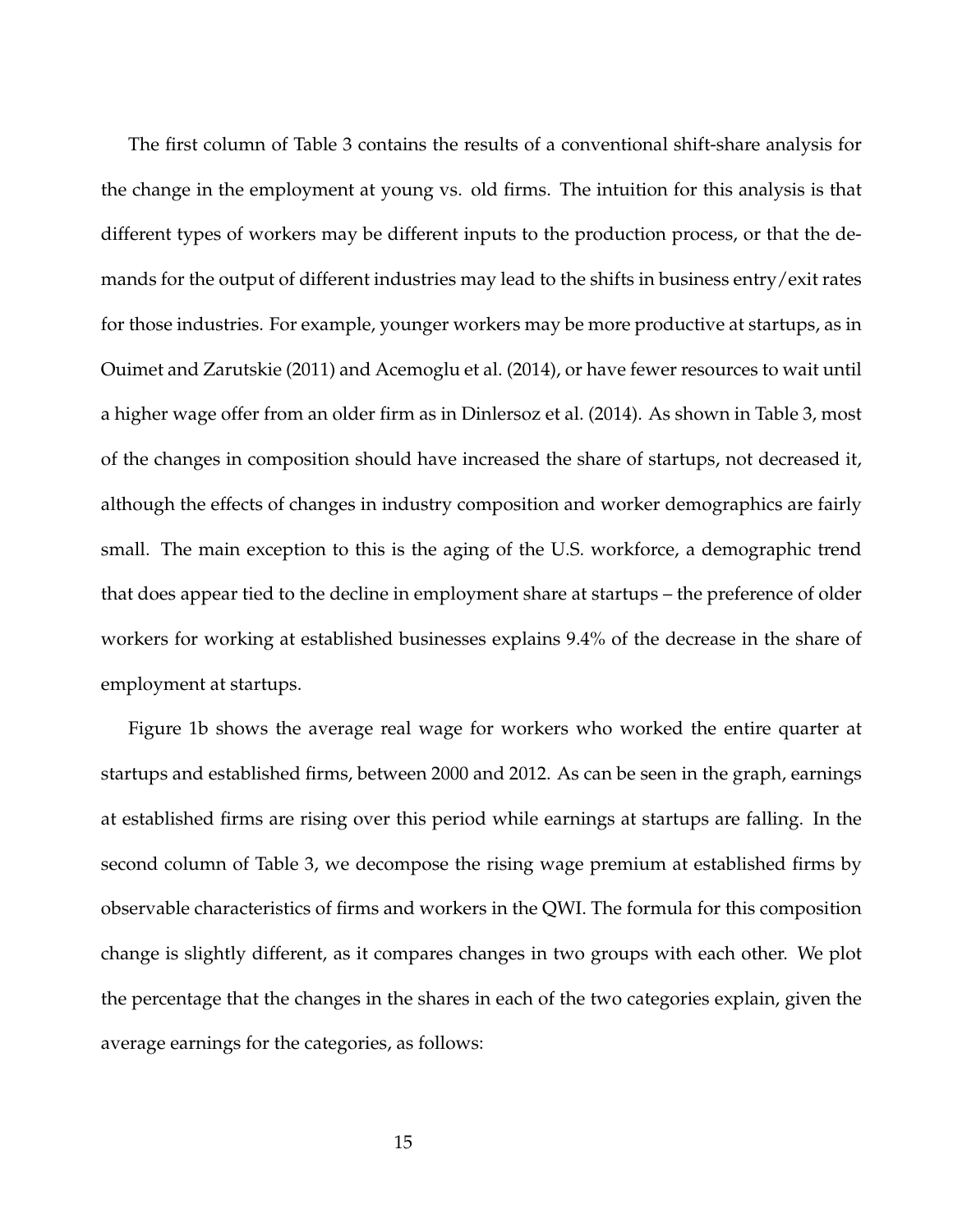The first column of Table 3 contains the results of a conventional shift-share analysis for the change in the employment at young vs. old firms. The intuition for this analysis is that different types of workers may be different inputs to the production process, or that the demands for the output of different industries may lead to the shifts in business entry/exit rates for those industries. For example, younger workers may be more productive at startups, as in Ouimet and Zarutskie (2011) and Acemoglu et al. (2014), or have fewer resources to wait until a higher wage offer from an older firm as in Dinlersoz et al. (2014). As shown in Table 3, most of the changes in composition should have increased the share of startups, not decreased it, although the effects of changes in industry composition and worker demographics are fairly small. The main exception to this is the aging of the U.S. workforce, a demographic trend that does appear tied to the decline in employment share at startups – the preference of older workers for working at established businesses explains 9.4% of the decrease in the share of employment at startups.

Figure 1b shows the average real wage for workers who worked the entire quarter at startups and established firms, between 2000 and 2012. As can be seen in the graph, earnings at established firms are rising over this period while earnings at startups are falling. In the second column of Table 3, we decompose the rising wage premium at established firms by observable characteristics of firms and workers in the QWI. The formula for this composition change is slightly different, as it compares changes in two groups with each other. We plot the percentage that the changes in the shares in each of the two categories explain, given the average earnings for the categories, as follows: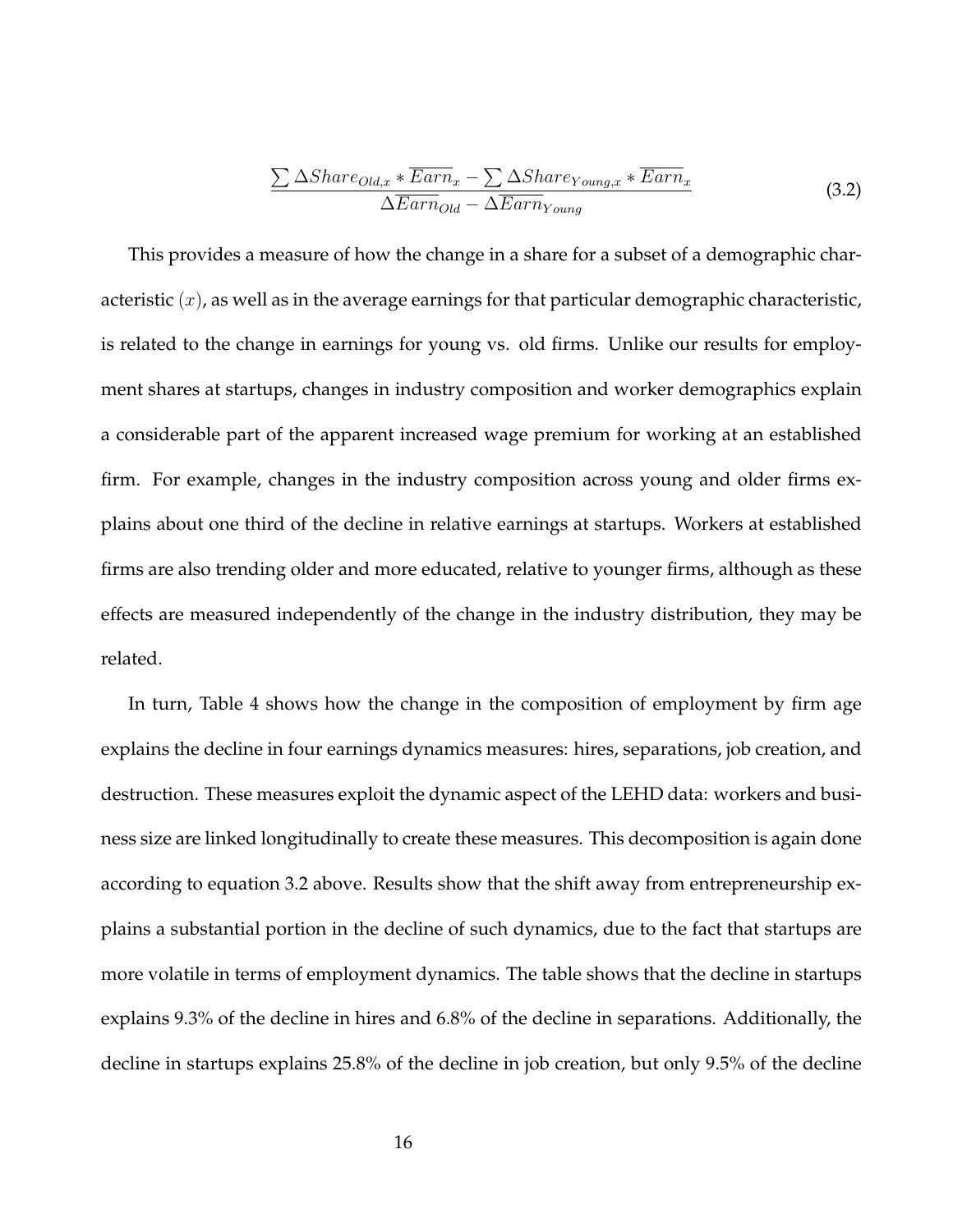$$\frac{\sum \Delta Share_{Old,x} * \overline{Earn}_x - \sum \Delta Share_{Young,x} * \overline{Earn}_x}{\Delta \overline{Earn}_{Old} - \Delta \overline{Earn}_{Young}} \tag{3.2}$$

This provides a measure of how the change in a share for a subset of a demographic characteristic ($x$), as well as in the average earnings for that particular demographic characteristic, is related to the change in earnings for young vs. old firms. Unlike our results for employment shares at startups, changes in industry composition and worker demographics explain a considerable part of the apparent increased wage premium for working at an established firm. For example, changes in the industry composition across young and older firms explains about one third of the decline in relative earnings at startups. Workers at established firms are also trending older and more educated, relative to younger firms, although as these effects are measured independently of the change in the industry distribution, they may be related.

In turn, Table 4 shows how the change in the composition of employment by firm age explains the decline in four earnings dynamics measures: hires, separations, job creation, and destruction. These measures exploit the dynamic aspect of the LEHD data: workers and business size are linked longitudinally to create these measures. This decomposition is again done according to equation 3.2 above. Results show that the shift away from entrepreneurship explains a substantial portion in the decline of such dynamics, due to the fact that startups are more volatile in terms of employment dynamics. The table shows that the decline in startups explains 9.3% of the decline in hires and 6.8% of the decline in separations. Additionally, the decline in startups explains 25.8% of the decline in job creation, but only 9.5% of the decline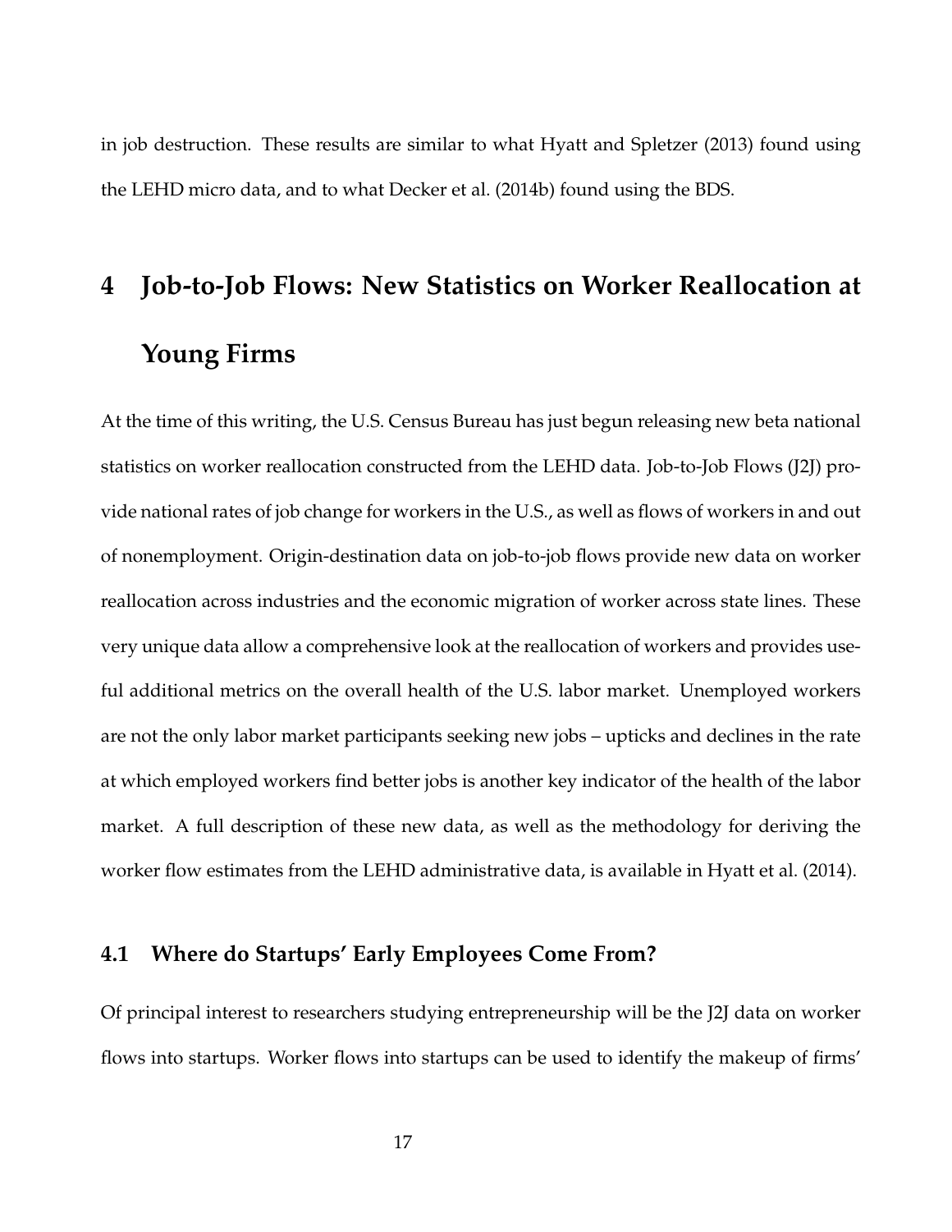in job destruction. These results are similar to what Hyatt and Spletzer (2013) found using the LEHD micro data, and to what Decker et al. (2014b) found using the BDS.

# 4 Job-to-Job Flows: New Statistics on Worker Reallocation at Young Firms

At the time of this writing, the U.S. Census Bureau has just begun releasing new beta national statistics on worker reallocation constructed from the LEHD data. Job-to-Job Flows (J2J) provide national rates of job change for workers in the U.S., as well as flows of workers in and out of nonemployment. Origin-destination data on job-to-job flows provide new data on worker reallocation across industries and the economic migration of worker across state lines. These very unique data allow a comprehensive look at the reallocation of workers and provides useful additional metrics on the overall health of the U.S. labor market. Unemployed workers are not the only labor market participants seeking new jobs – upticks and declines in the rate at which employed workers find better jobs is another key indicator of the health of the labor market. A full description of these new data, as well as the methodology for deriving the worker flow estimates from the LEHD administrative data, is available in Hyatt et al. (2014).

## 4.1 Where do Startups' Early Employees Come From?

Of principal interest to researchers studying entrepreneurship will be the J2J data on worker flows into startups. Worker flows into startups can be used to identify the makeup of firms'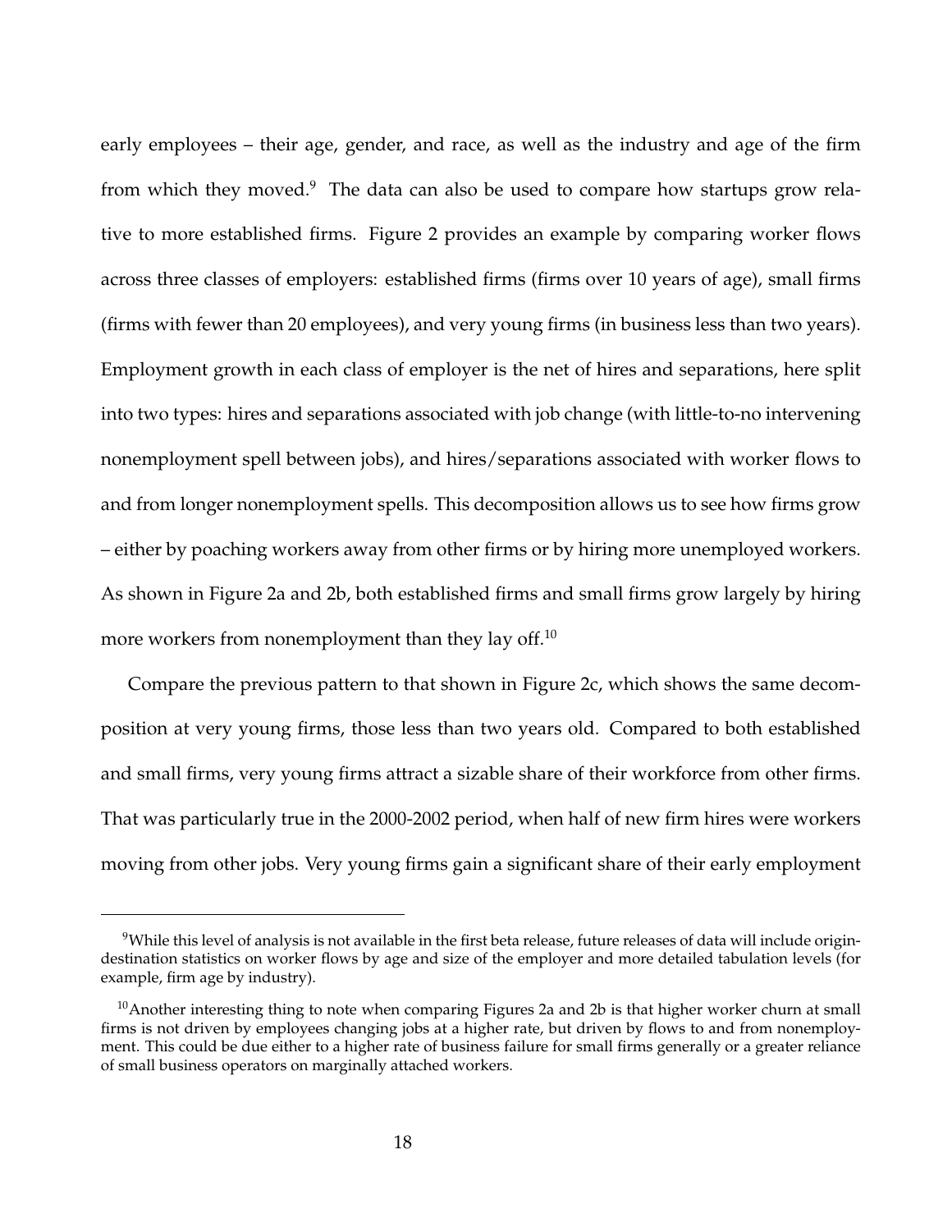early employees – their age, gender, and race, as well as the industry and age of the firm from which they moved.[9] The data can also be used to compare how startups grow relative to more established firms. Figure 2 provides an example by comparing worker flows across three classes of employers: established firms (firms over 10 years of age), small firms (firms with fewer than 20 employees), and very young firms (in business less than two years). Employment growth in each class of employer is the net of hires and separations, here split into two types: hires and separations associated with job change (with little-to-no intervening nonemployment spell between jobs), and hires/separations associated with worker flows to and from longer nonemployment spells. This decomposition allows us to see how firms grow – either by poaching workers away from other firms or by hiring more unemployed workers. As shown in Figure 2a and 2b, both established firms and small firms grow largely by hiring more workers from nonemployment than they lay off.[10]

Compare the previous pattern to that shown in Figure 2c, which shows the same decomposition at very young firms, those less than two years old. Compared to both established and small firms, very young firms attract a sizable share of their workforce from other firms. That was particularly true in the 2000-2002 period, when half of new firm hires were workers moving from other jobs. Very young firms gain a significant share of their early employment

[9] While this level of analysis is not available in the first beta release, future releases of data will include origin-destination statistics on worker flows by age and size of the employer and more detailed tabulation levels (for example, firm age by industry).

[10] Another interesting thing to note when comparing Figures 2a and 2b is that higher worker churn at small firms is not driven by employees changing jobs at a higher rate, but driven by flows to and from nonemployment. This could be due either to a higher rate of business failure for small firms generally or a greater reliance of small business operators on marginally attached workers.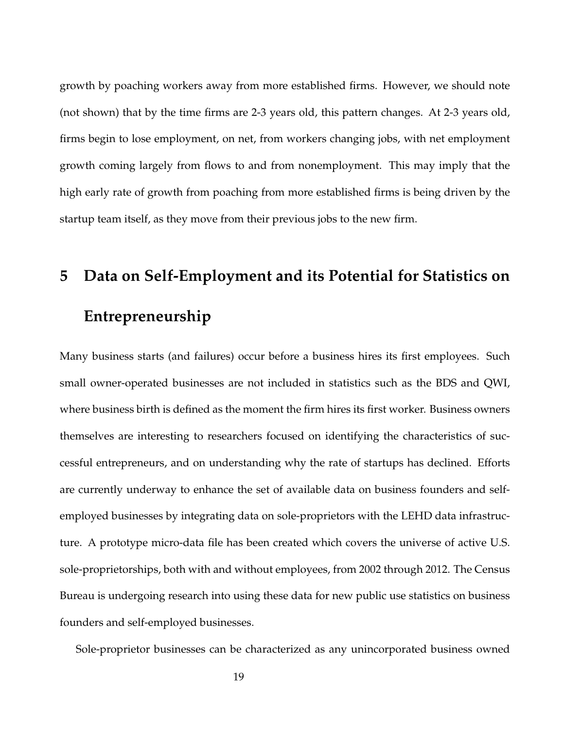growth by poaching workers away from more established firms. However, we should note (not shown) that by the time firms are 2-3 years old, this pattern changes. At 2-3 years old, firms begin to lose employment, on net, from workers changing jobs, with net employment growth coming largely from flows to and from nonemployment. This may imply that the high early rate of growth from poaching from more established firms is being driven by the startup team itself, as they move from their previous jobs to the new firm.

# 5 Data on Self-Employment and its Potential for Statistics on Entrepreneurship

Many business starts (and failures) occur before a business hires its first employees. Such small owner-operated businesses are not included in statistics such as the BDS and QWI, where business birth is defined as the moment the firm hires its first worker. Business owners themselves are interesting to researchers focused on identifying the characteristics of successful entrepreneurs, and on understanding why the rate of startups has declined. Efforts are currently underway to enhance the set of available data on business founders and self-employed businesses by integrating data on sole-proprietors with the LEHD data infrastructure. A prototype micro-data file has been created which covers the universe of active U.S. sole-proprietorships, both with and without employees, from 2002 through 2012. The Census Bureau is undergoing research into using these data for new public use statistics on business founders and self-employed businesses.

Sole-proprietor businesses can be characterized as any unincorporated business owned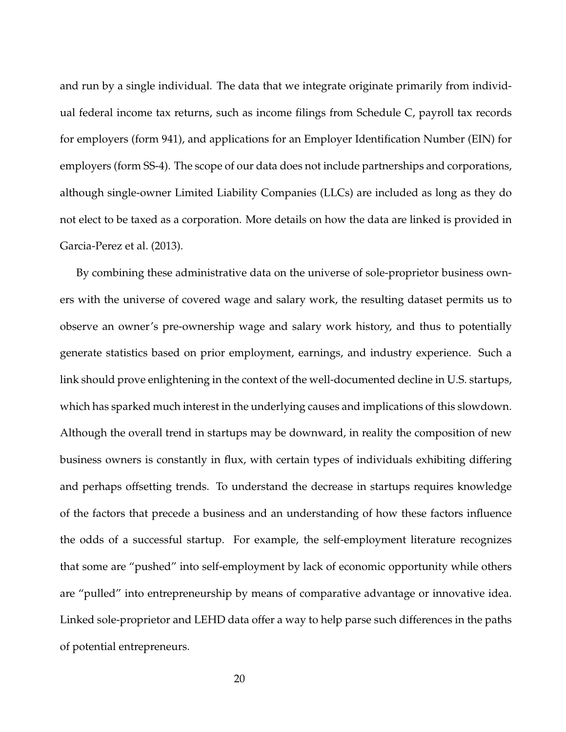and run by a single individual. The data that we integrate originate primarily from individual federal income tax returns, such as income filings from Schedule C, payroll tax records for employers (form 941), and applications for an Employer Identification Number (EIN) for employers (form SS-4). The scope of our data does not include partnerships and corporations, although single-owner Limited Liability Companies (LLCs) are included as long as they do not elect to be taxed as a corporation. More details on how the data are linked is provided in Garcia-Perez et al. (2013).

By combining these administrative data on the universe of sole-proprietor business owners with the universe of covered wage and salary work, the resulting dataset permits us to observe an owner's pre-ownership wage and salary work history, and thus to potentially generate statistics based on prior employment, earnings, and industry experience. Such a link should prove enlightening in the context of the well-documented decline in U.S. startups, which has sparked much interest in the underlying causes and implications of this slowdown. Although the overall trend in startups may be downward, in reality the composition of new business owners is constantly in flux, with certain types of individuals exhibiting differing and perhaps offsetting trends. To understand the decrease in startups requires knowledge of the factors that precede a business and an understanding of how these factors influence the odds of a successful startup. For example, the self-employment literature recognizes that some are "pushed" into self-employment by lack of economic opportunity while others are "pulled" into entrepreneurship by means of comparative advantage or innovative idea. Linked sole-proprietor and LEHD data offer a way to help parse such differences in the paths of potential entrepreneurs.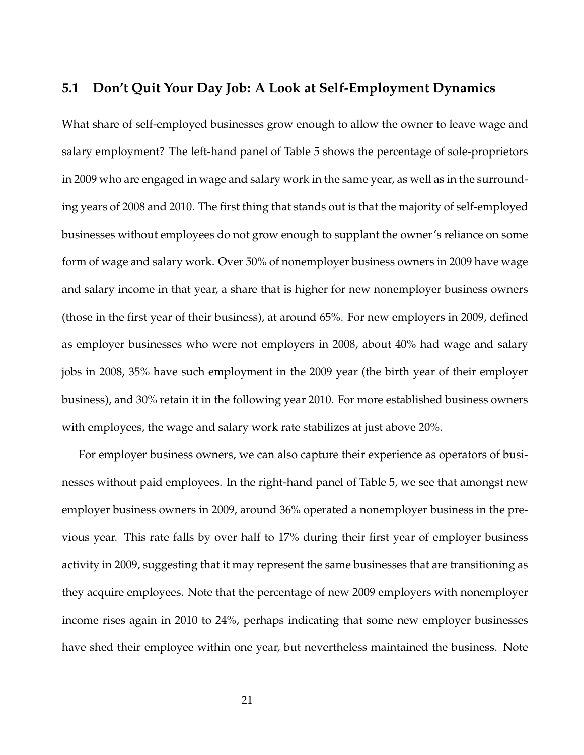## 5.1 Don't Quit Your Day Job: A Look at Self-Employment Dynamics

What share of self-employed businesses grow enough to allow the owner to leave wage and salary employment? The left-hand panel of Table 5 shows the percentage of sole-proprietors in 2009 who are engaged in wage and salary work in the same year, as well as in the surrounding years of 2008 and 2010. The first thing that stands out is that the majority of self-employed businesses without employees do not grow enough to supplant the owner's reliance on some form of wage and salary work. Over 50% of nonemployer business owners in 2009 have wage and salary income in that year, a share that is higher for new nonemployer business owners (those in the first year of their business), at around 65%. For new employers in 2009, defined as employer businesses who were not employers in 2008, about 40% had wage and salary jobs in 2008, 35% have such employment in the 2009 year (the birth year of their employer business), and 30% retain it in the following year 2010. For more established business owners with employees, the wage and salary work rate stabilizes at just above 20%.

For employer business owners, we can also capture their experience as operators of businesses without paid employees. In the right-hand panel of Table 5, we see that amongst new employer business owners in 2009, around 36% operated a nonemployer business in the previous year. This rate falls by over half to 17% during their first year of employer business activity in 2009, suggesting that it may represent the same businesses that are transitioning as they acquire employees. Note that the percentage of new 2009 employers with nonemployer income rises again in 2010 to 24%, perhaps indicating that some new employer businesses have shed their employee within one year, but nevertheless maintained the business. Note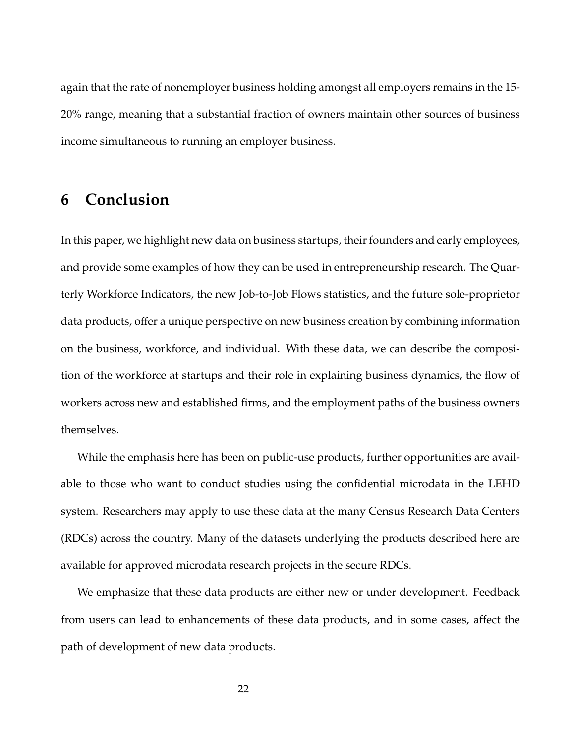again that the rate of nonemployer business holding amongst all employers remains in the 15-20% range, meaning that a substantial fraction of owners maintain other sources of business income simultaneous to running an employer business.

# 6 Conclusion

In this paper, we highlight new data on business startups, their founders and early employees, and provide some examples of how they can be used in entrepreneurship research. The Quarterly Workforce Indicators, the new Job-to-Job Flows statistics, and the future sole-proprietor data products, offer a unique perspective on new business creation by combining information on the business, workforce, and individual. With these data, we can describe the composition of the workforce at startups and their role in explaining business dynamics, the flow of workers across new and established firms, and the employment paths of the business owners themselves.

While the emphasis here has been on public-use products, further opportunities are available to those who want to conduct studies using the confidential microdata in the LEHD system. Researchers may apply to use these data at the many Census Research Data Centers (RDCs) across the country. Many of the datasets underlying the products described here are available for approved microdata research projects in the secure RDCs.

We emphasize that these data products are either new or under development. Feedback from users can lead to enhancements of these data products, and in some cases, affect the path of development of new data products.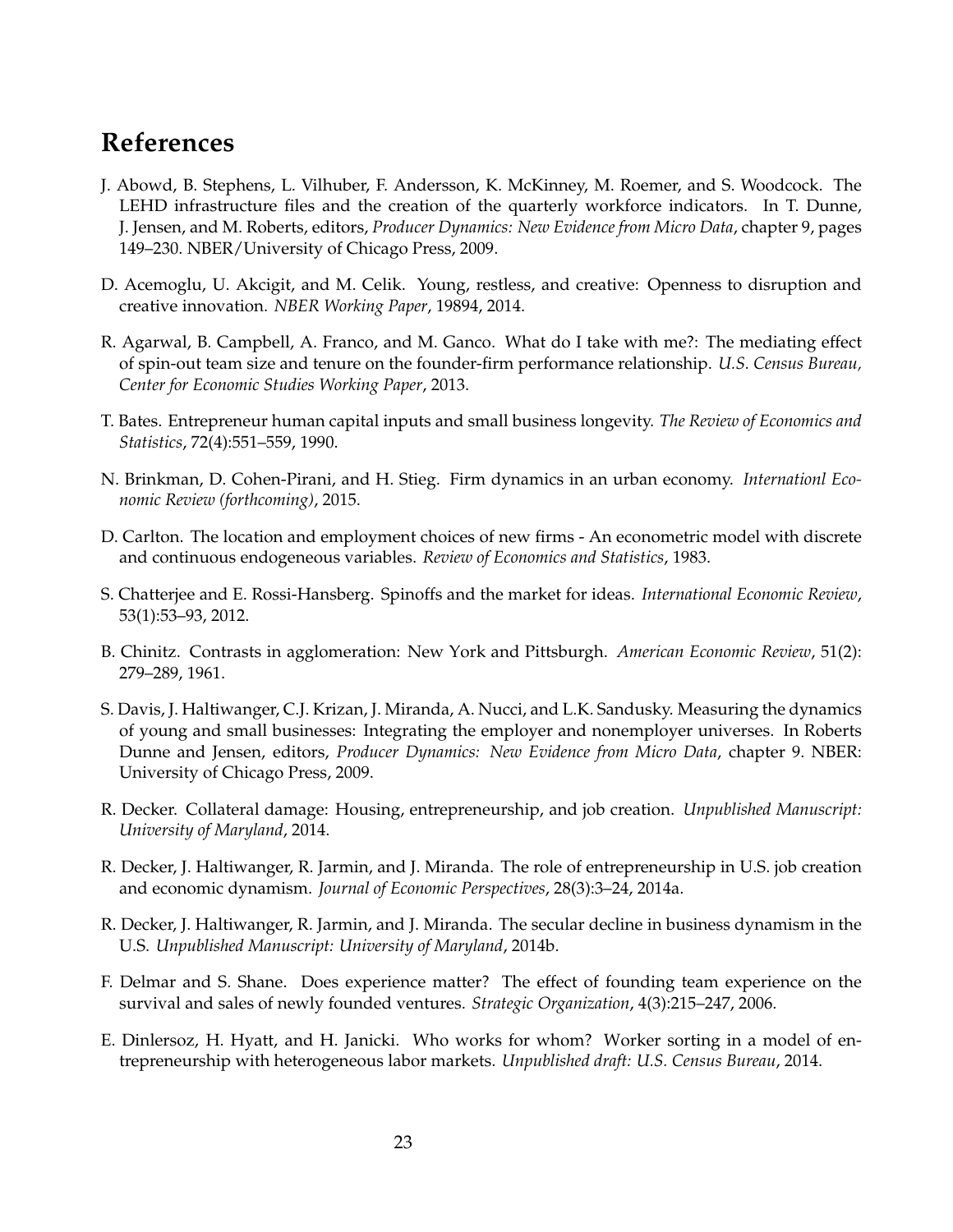# References

J. Abowd, B. Stephens, L. Vilhuber, F. Andersson, K. McKinney, M. Roemer, and S. Woodcock. The LEHD infrastructure files and the creation of the quarterly workforce indicators. In T. Dunne, J. Jensen, and M. Roberts, editors, *Producer Dynamics: New Evidence from Micro Data*, chapter 9, pages 149–230. NBER/University of Chicago Press, 2009.

D. Acemoglu, U. Akcigit, and M. Celik. Young, restless, and creative: Openness to disruption and creative innovation. *NBER Working Paper*, 19894, 2014.

R. Agarwal, B. Campbell, A. Franco, and M. Ganco. What do I take with me?: The mediating effect of spin-out team size and tenure on the founder-firm performance relationship. *U.S. Census Bureau, Center for Economic Studies Working Paper*, 2013.

T. Bates. Entrepreneur human capital inputs and small business longevity. *The Review of Economics and Statistics*, 72(4):551–559, 1990.

N. Brinkman, D. Cohen-Pirani, and H. Stieg. Firm dynamics in an urban economy. *Internationl Economic Review (forthcoming)*, 2015.

D. Carlton. The location and employment choices of new firms - An econometric model with discrete and continuous endogeneous variables. *Review of Economics and Statistics*, 1983.

S. Chatterjee and E. Rossi-Hansberg. Spinoffs and the market for ideas. *International Economic Review*, 53(1):53–93, 2012.

B. Chinitz. Contrasts in agglomeration: New York and Pittsburgh. *American Economic Review*, 51(2): 279–289, 1961.

S. Davis, J. Haltiwanger, C.J. Krizan, J. Miranda, A. Nucci, and L.K. Sandusky. Measuring the dynamics of young and small businesses: Integrating the employer and nonemployer universes. In Roberts Dunne and Jensen, editors, *Producer Dynamics: New Evidence from Micro Data*, chapter 9. NBER: University of Chicago Press, 2009.

R. Decker. Collateral damage: Housing, entrepreneurship, and job creation. *Unpublished Manuscript: University of Maryland*, 2014.

R. Decker, J. Haltiwanger, R. Jarmin, and J. Miranda. The role of entrepreneurship in U.S. job creation and economic dynamism. *Journal of Economic Perspectives*, 28(3):3–24, 2014a.

R. Decker, J. Haltiwanger, R. Jarmin, and J. Miranda. The secular decline in business dynamism in the U.S. *Unpublished Manuscript: University of Maryland*, 2014b.

F. Delmar and S. Shane. Does experience matter? The effect of founding team experience on the survival and sales of newly founded ventures. *Strategic Organization*, 4(3):215–247, 2006.

E. Dinlersoz, H. Hyatt, and H. Janicki. Who works for whom? Worker sorting in a model of entrepreneurship with heterogeneous labor markets. *Unpublished draft: U.S. Census Bureau*, 2014.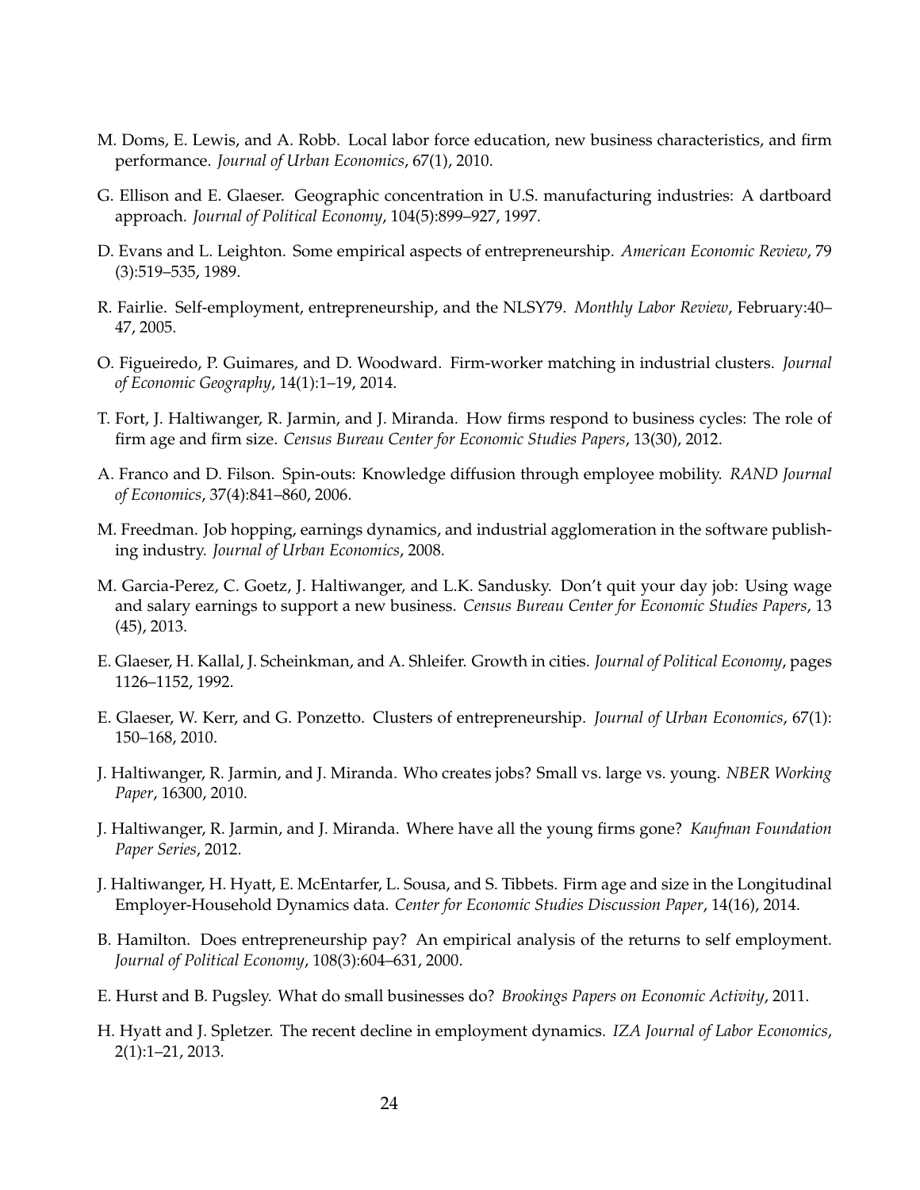M. Doms, E. Lewis, and A. Robb. Local labor force education, new business characteristics, and firm performance. *Journal of Urban Economics*, 67(1), 2010.

G. Ellison and E. Glaeser. Geographic concentration in U.S. manufacturing industries: A dartboard approach. *Journal of Political Economy*, 104(5):899–927, 1997.

D. Evans and L. Leighton. Some empirical aspects of entrepreneurship. *American Economic Review*, 79 (3):519–535, 1989.

R. Fairlie. Self-employment, entrepreneurship, and the NLSY79. *Monthly Labor Review*, February:40–47, 2005.

O. Figueiredo, P. Guimares, and D. Woodward. Firm-worker matching in industrial clusters. *Journal of Economic Geography*, 14(1):1–19, 2014.

T. Fort, J. Haltiwanger, R. Jarmin, and J. Miranda. How firms respond to business cycles: The role of firm age and firm size. *Census Bureau Center for Economic Studies Papers*, 13(30), 2012.

A. Franco and D. Filson. Spin-outs: Knowledge diffusion through employee mobility. *RAND Journal of Economics*, 37(4):841–860, 2006.

M. Freedman. Job hopping, earnings dynamics, and industrial agglomeration in the software publishing industry. *Journal of Urban Economics*, 2008.

M. Garcia-Perez, C. Goetz, J. Haltiwanger, and L.K. Sandusky. Don't quit your day job: Using wage and salary earnings to support a new business. *Census Bureau Center for Economic Studies Papers*, 13 (45), 2013.

E. Glaeser, H. Kallal, J. Scheinkman, and A. Shleifer. Growth in cities. *Journal of Political Economy*, pages 1126–1152, 1992.

E. Glaeser, W. Kerr, and G. Ponzetto. Clusters of entrepreneurship. *Journal of Urban Economics*, 67(1): 150–168, 2010.

J. Haltiwanger, R. Jarmin, and J. Miranda. Who creates jobs? Small vs. large vs. young. *NBER Working Paper*, 16300, 2010.

J. Haltiwanger, R. Jarmin, and J. Miranda. Where have all the young firms gone? *Kaufman Foundation Paper Series*, 2012.

J. Haltiwanger, H. Hyatt, E. McEntarfer, L. Sousa, and S. Tibbets. Firm age and size in the Longitudinal Employer-Household Dynamics data. *Center for Economic Studies Discussion Paper*, 14(16), 2014.

B. Hamilton. Does entrepreneurship pay? An empirical analysis of the returns to self employment. *Journal of Political Economy*, 108(3):604–631, 2000.

E. Hurst and B. Pugsley. What do small businesses do? *Brookings Papers on Economic Activity*, 2011.

H. Hyatt and J. Spletzer. The recent decline in employment dynamics. *IZA Journal of Labor Economics*, 2(1):1–21, 2013.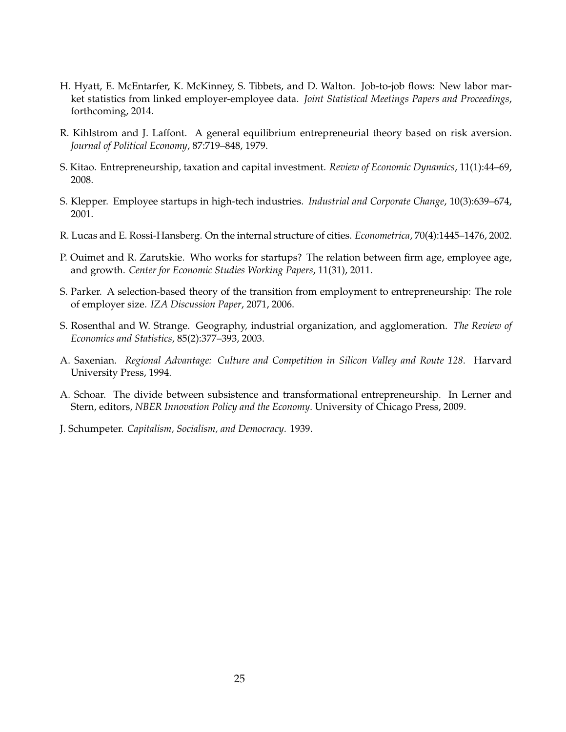H. Hyatt, E. McEntarfer, K. McKinney, S. Tibbets, and D. Walton. Job-to-job flows: New labor market statistics from linked employer-employee data. *Joint Statistical Meetings Papers and Proceedings*, forthcoming, 2014.

R. Kihlstrom and J. Laffont. A general equilibrium entrepreneurial theory based on risk aversion. *Journal of Political Economy*, 87:719–848, 1979.

S. Kitao. Entrepreneurship, taxation and capital investment. *Review of Economic Dynamics*, 11(1):44–69, 2008.

S. Klepper. Employee startups in high-tech industries. *Industrial and Corporate Change*, 10(3):639–674, 2001.

R. Lucas and E. Rossi-Hansberg. On the internal structure of cities. *Econometrica*, 70(4):1445–1476, 2002.

P. Ouimet and R. Zarutskie. Who works for startups? The relation between firm age, employee age, and growth. *Center for Economic Studies Working Papers*, 11(31), 2011.

S. Parker. A selection-based theory of the transition from employment to entrepreneurship: The role of employer size. *IZA Discussion Paper*, 2071, 2006.

S. Rosenthal and W. Strange. Geography, industrial organization, and agglomeration. *The Review of Economics and Statistics*, 85(2):377–393, 2003.

A. Saxenian. *Regional Advantage: Culture and Competition in Silicon Valley and Route 128*. Harvard University Press, 1994.

A. Schoar. The divide between subsistence and transformational entrepreneurship. In Lerner and Stern, editors, *NBER Innovation Policy and the Economy*. University of Chicago Press, 2009.

J. Schumpeter. *Capitalism, Socialism, and Democracy*. 1939.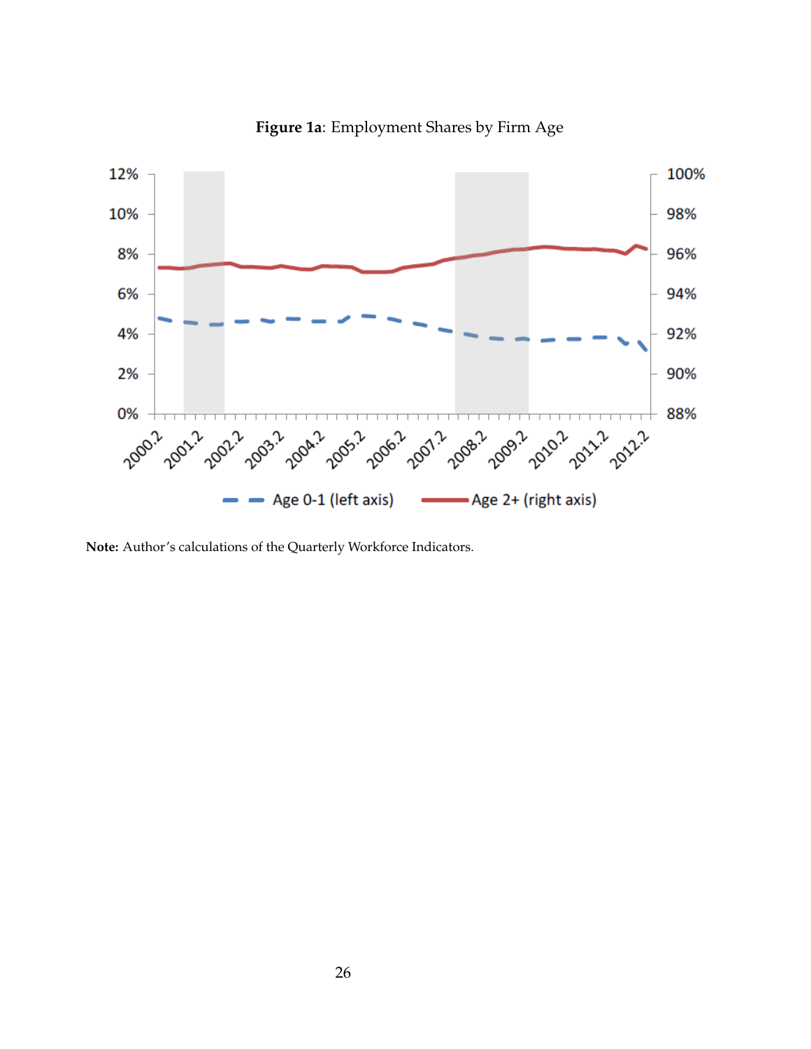**Figure 1a**: Employment Shares by Firm Age

**Note:** Author's calculations of the Quarterly Workforce Indicators.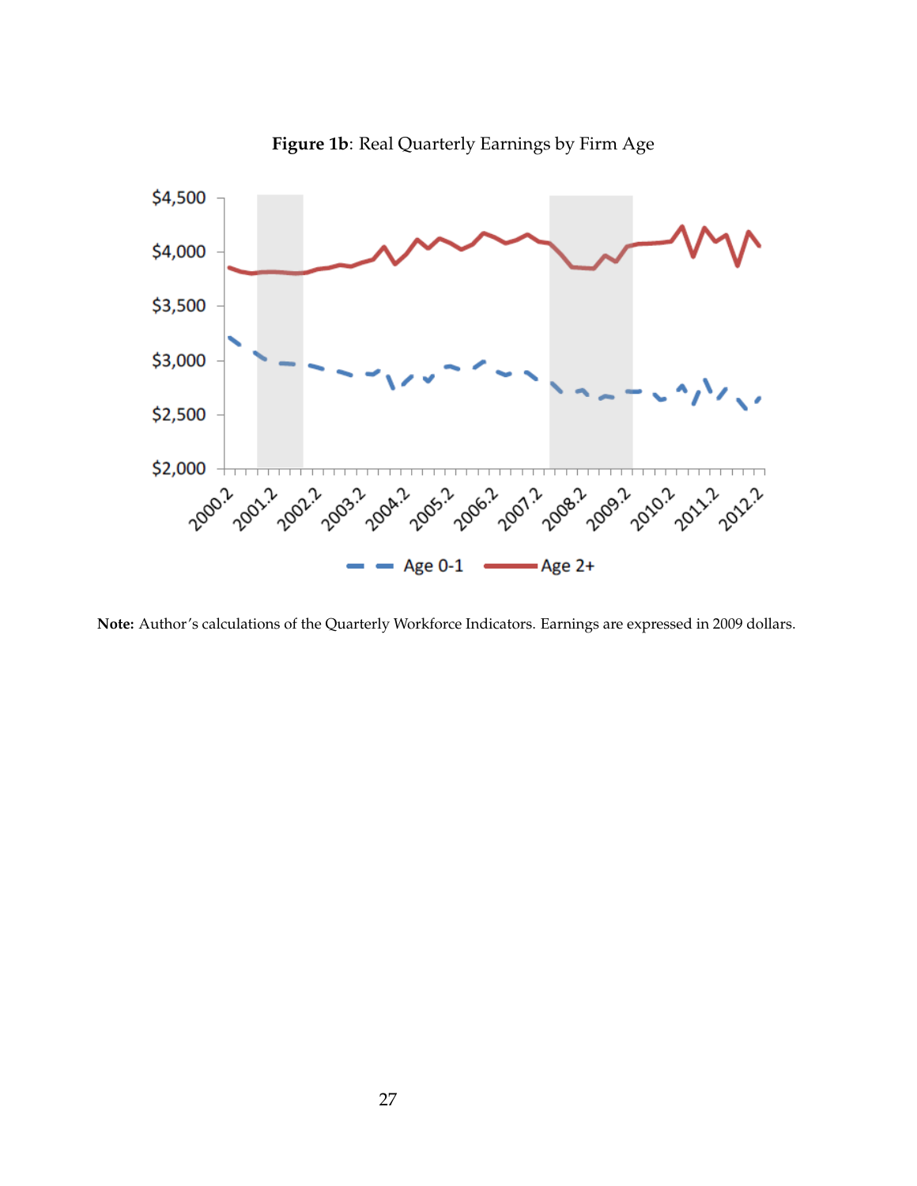**Figure 1b**: Real Quarterly Earnings by Firm Age

**Note:** Author's calculations of the Quarterly Workforce Indicators. Earnings are expressed in 2009 dollars.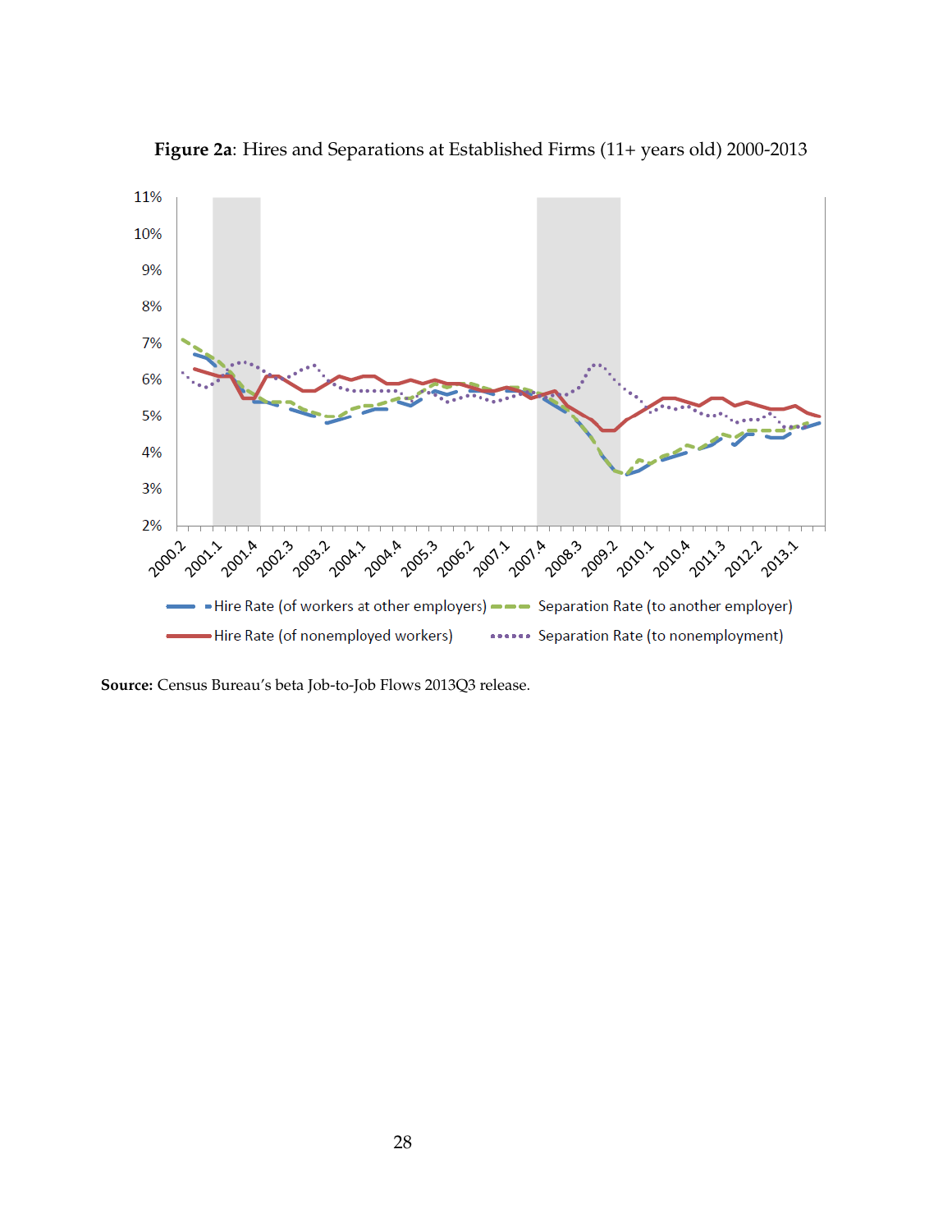**Figure 2a**: Hires and Separations at Established Firms (11+ years old) 2000-2013

**Source:** Census Bureau's beta Job-to-Job Flows 2013Q3 release.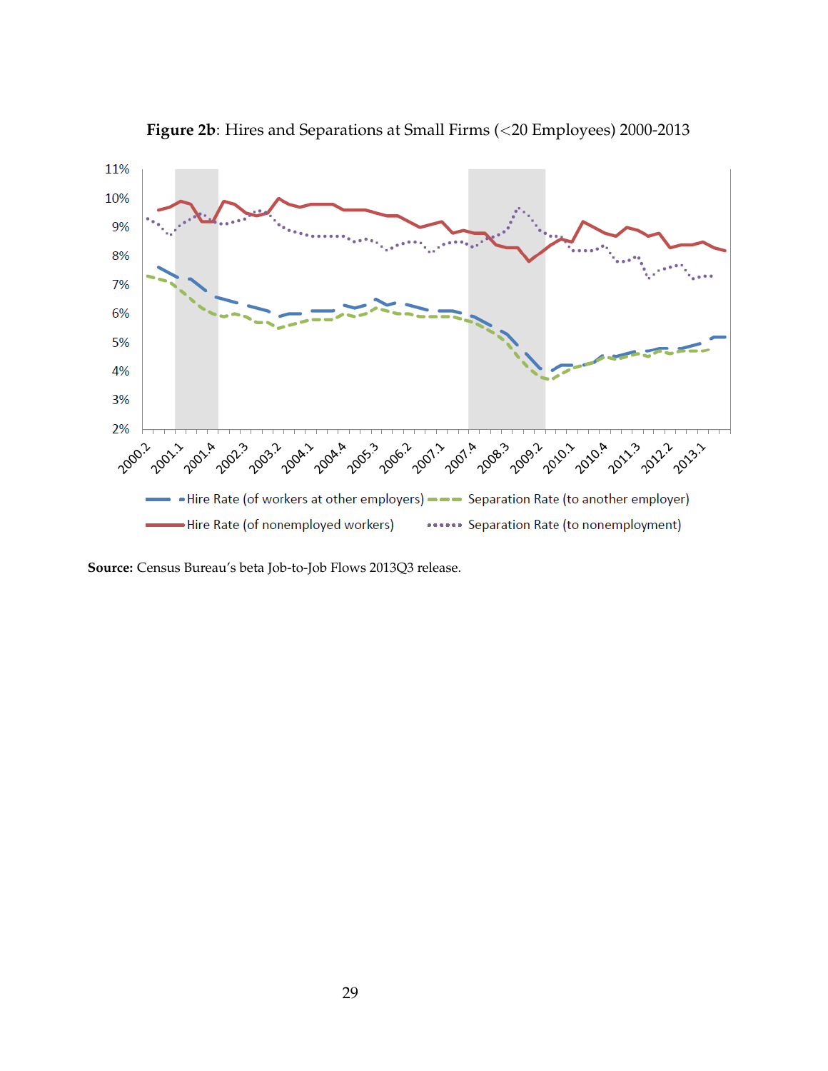**Figure 2b**: Hires and Separations at Small Firms (<20 Employees) 2000-2013

**Source:** Census Bureau's beta Job-to-Job Flows 2013Q3 release.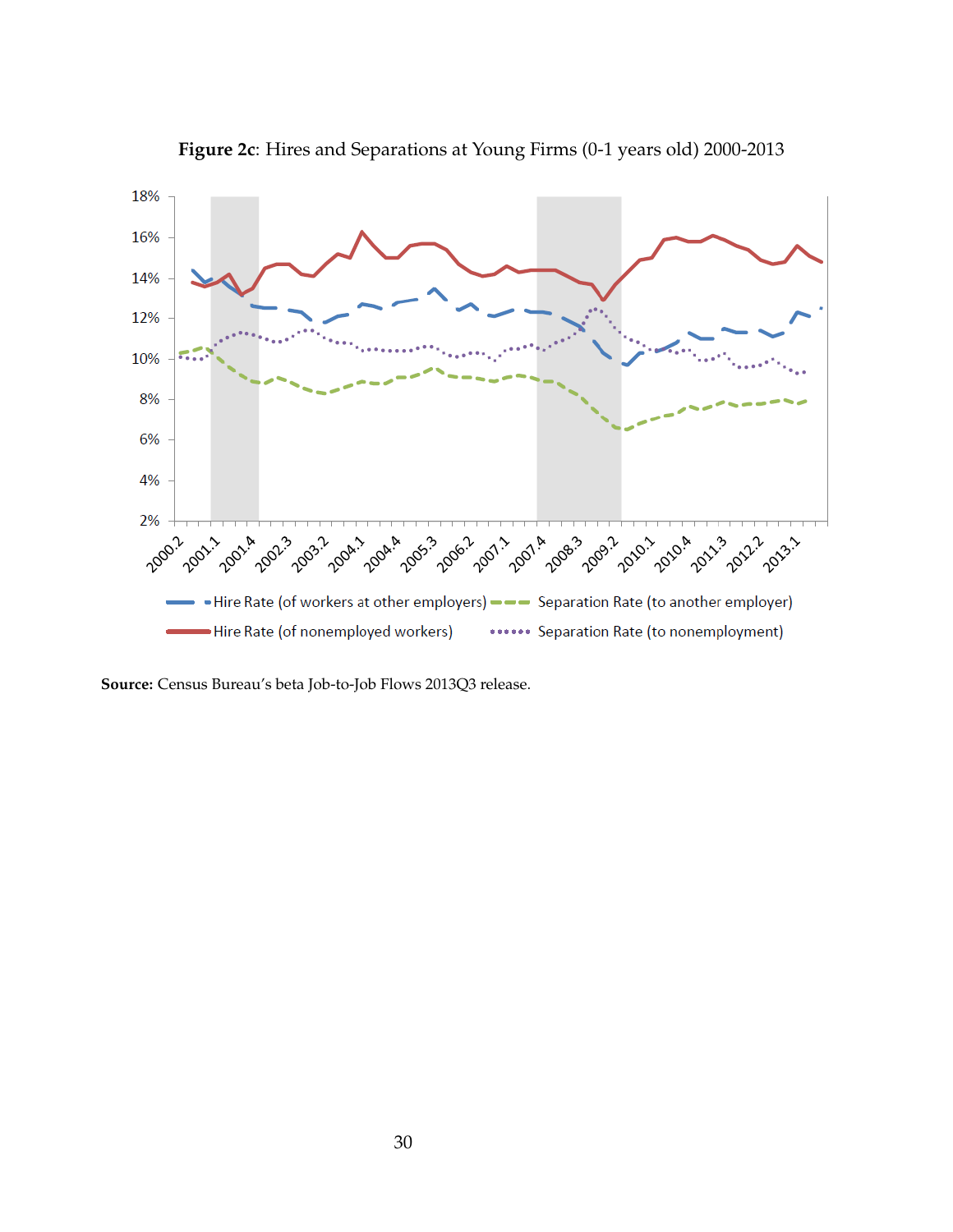**Figure 2c**: Hires and Separations at Young Firms (0-1 years old) 2000-2013

**Source:** Census Bureau's beta Job-to-Job Flows 2013Q3 release.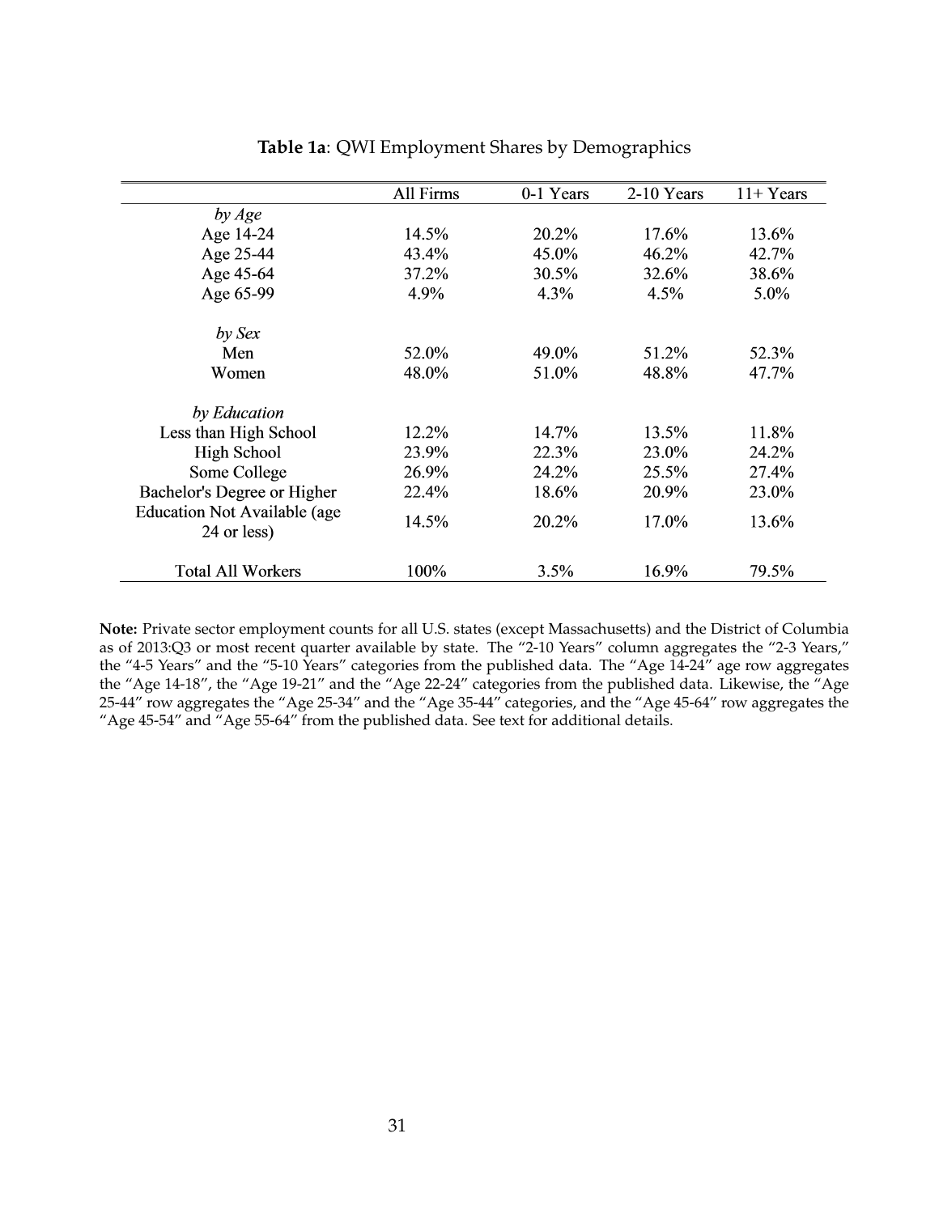**Table 1a**: QWI Employment Shares by Demographics

| | All Firms | 0-1 Years | 2-10 Years | 11+ Years |
|---|---|---|---|---|
| *by Age* | | | | |
| Age 14-24 | 14.5% | 20.2% | 17.6% | 13.6% |
| Age 25-44 | 43.4% | 45.0% | 46.2% | 42.7% |
| Age 45-64 | 37.2% | 30.5% | 32.6% | 38.6% |
| Age 65-99 | 4.9% | 4.3% | 4.5% | 5.0% |
| *by Sex* | | | | |
| Men | 52.0% | 49.0% | 51.2% | 52.3% |
| Women | 48.0% | 51.0% | 48.8% | 47.7% |
| *by Education* | | | | |
| Less than High School | 12.2% | 14.7% | 13.5% | 11.8% |
| High School | 23.9% | 22.3% | 23.0% | 24.2% |
| Some College | 26.9% | 24.2% | 25.5% | 27.4% |
| Bachelor's Degree or Higher | 22.4% | 18.6% | 20.9% | 23.0% |
| Education Not Available (age 24 or less) | 14.5% | 20.2% | 17.0% | 13.6% |
| Total All Workers | 100% | 3.5% | 16.9% | 79.5% |

**Note:** Private sector employment counts for all U.S. states (except Massachusetts) and the District of Columbia as of 2013:Q3 or most recent quarter available by state. The "2-10 Years" column aggregates the "2-3 Years," the "4-5 Years" and the "5-10 Years" categories from the published data. The "Age 14-24" age row aggregates the "Age 14-18", the "Age 19-21" and the "Age 22-24" categories from the published data. Likewise, the "Age 25-44" row aggregates the "Age 25-34" and the "Age 35-44" categories, and the "Age 45-64" row aggregates the "Age 45-54" and "Age 55-64" from the published data. See text for additional details.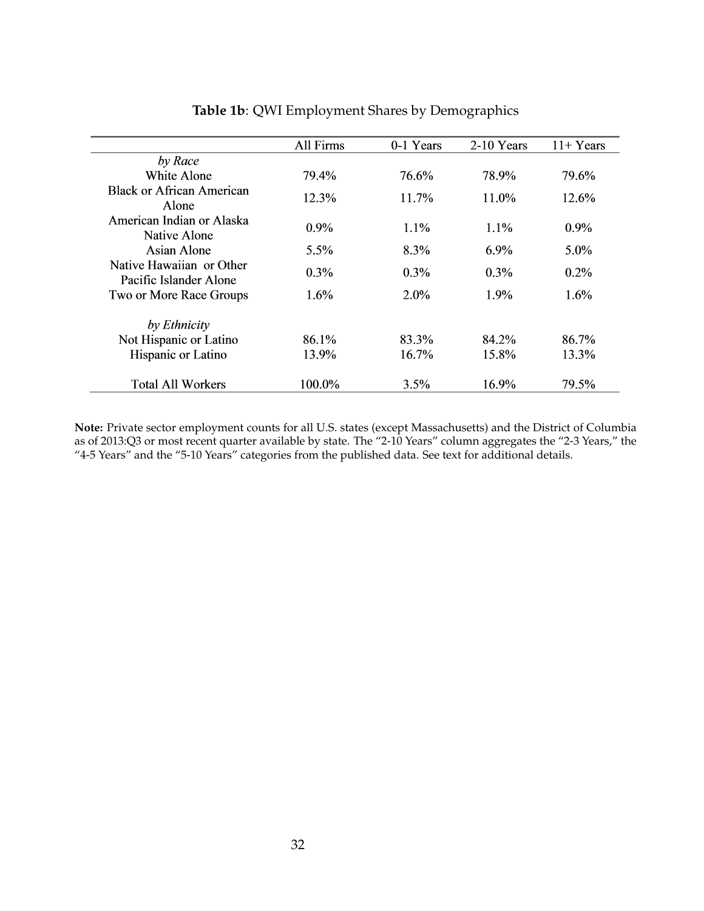**Table 1b**: QWI Employment Shares by Demographics

| | All Firms | 0-1 Years | 2-10 Years | 11+ Years |
|---|---|---|---|---|
| *by Race* | | | | |
| White Alone | 79.4% | 76.6% | 78.9% | 79.6% |
| Black or African American Alone | 12.3% | 11.7% | 11.0% | 12.6% |
| American Indian or Alaska Native Alone | 0.9% | 1.1% | 1.1% | 0.9% |
| Asian Alone | 5.5% | 8.3% | 6.9% | 5.0% |
| Native Hawaiian or Other Pacific Islander Alone | 0.3% | 0.3% | 0.3% | 0.2% |
| Two or More Race Groups | 1.6% | 2.0% | 1.9% | 1.6% |
| *by Ethnicity* | | | | |
| Not Hispanic or Latino | 86.1% | 83.3% | 84.2% | 86.7% |
| Hispanic or Latino | 13.9% | 16.7% | 15.8% | 13.3% |
| Total All Workers | 100.0% | 3.5% | 16.9% | 79.5% |

**Note:** Private sector employment counts for all U.S. states (except Massachusetts) and the District of Columbia as of 2013:Q3 or most recent quarter available by state. The "2-10 Years" column aggregates the "2-3 Years," the "4-5 Years" and the "5-10 Years" categories from the published data. See text for additional details.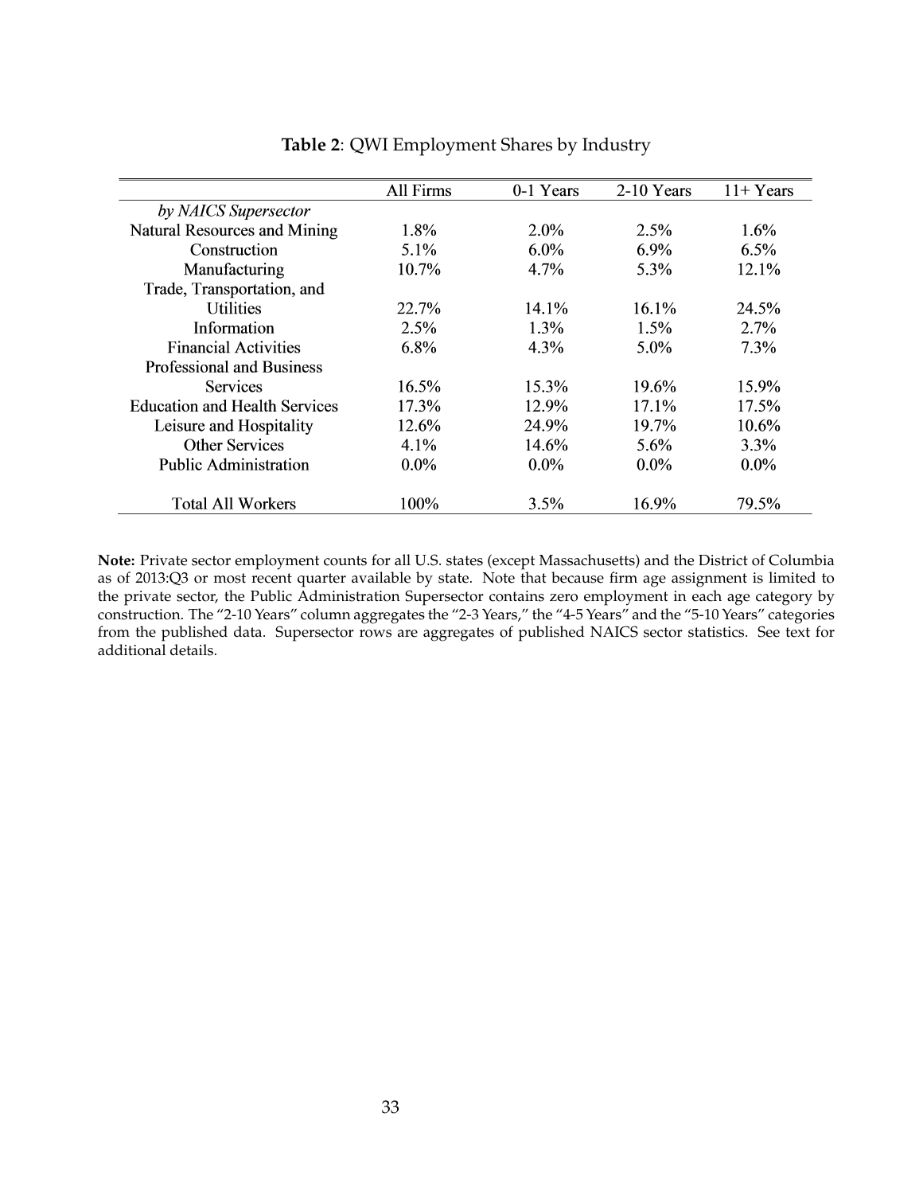**Table 2**: QWI Employment Shares by Industry

| | All Firms | 0-1 Years | 2-10 Years | 11+ Years |
|---|---|---|---|---|
| *by NAICS Supersector* | | | | |
| Natural Resources and Mining | 1.8% | 2.0% | 2.5% | 1.6% |
| Construction | 5.1% | 6.0% | 6.9% | 6.5% |
| Manufacturing | 10.7% | 4.7% | 5.3% | 12.1% |
| Trade, Transportation, and Utilities | 22.7% | 14.1% | 16.1% | 24.5% |
| Information | 2.5% | 1.3% | 1.5% | 2.7% |
| Financial Activities | 6.8% | 4.3% | 5.0% | 7.3% |
| Professional and Business Services | 16.5% | 15.3% | 19.6% | 15.9% |
| Education and Health Services | 17.3% | 12.9% | 17.1% | 17.5% |
| Leisure and Hospitality | 12.6% | 24.9% | 19.7% | 10.6% |
| Other Services | 4.1% | 14.6% | 5.6% | 3.3% |
| Public Administration | 0.0% | 0.0% | 0.0% | 0.0% |
| Total All Workers | 100% | 3.5% | 16.9% | 79.5% |

**Note:** Private sector employment counts for all U.S. states (except Massachusetts) and the District of Columbia as of 2013:Q3 or most recent quarter available by state. Note that because firm age assignment is limited to the private sector, the Public Administration Supersector contains zero employment in each age category by construction. The "2-10 Years" column aggregates the "2-3 Years," the "4-5 Years" and the "5-10 Years" categories from the published data. Supersector rows are aggregates of published NAICS sector statistics. See text for additional details.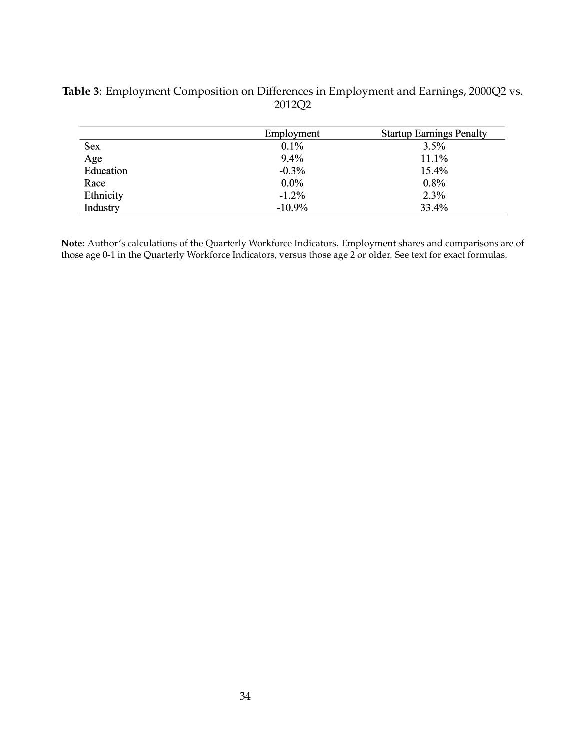**Table 3**: Employment Composition on Differences in Employment and Earnings, 2000Q2 vs. 2012Q2

| | Employment | Startup Earnings Penalty |
|---|---|---|
| Sex | 0.1% | 3.5% |
| Age | 9.4% | 11.1% |
| Education | -0.3% | 15.4% |
| Race | 0.0% | 0.8% |
| Ethnicity | -1.2% | 2.3% |
| Industry | -10.9% | 33.4% |

**Note:** Author's calculations of the Quarterly Workforce Indicators. Employment shares and comparisons are of those age 0-1 in the Quarterly Workforce Indicators, versus those age 2 or older. See text for exact formulas.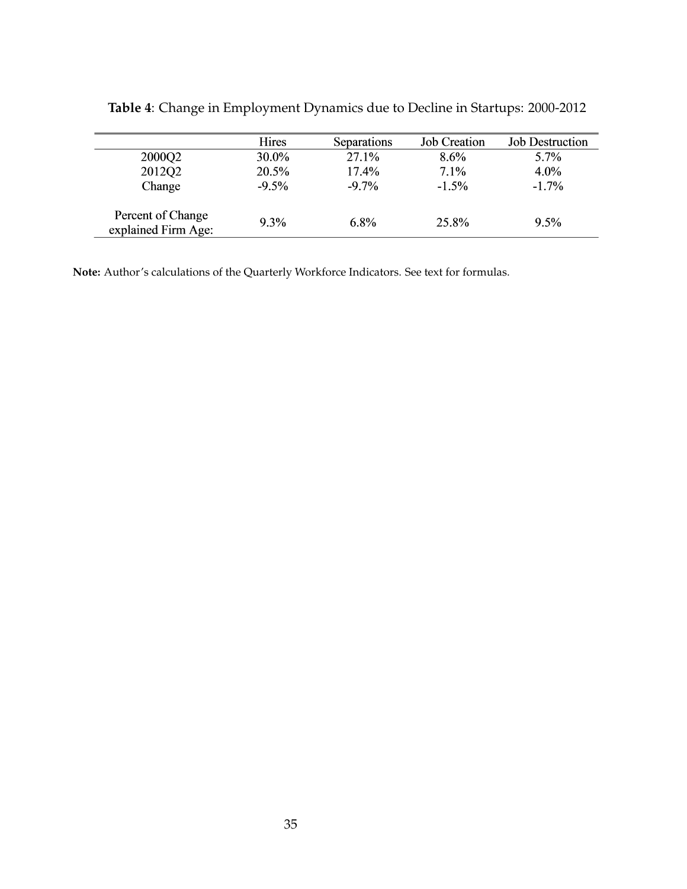**Table 4**: Change in Employment Dynamics due to Decline in Startups: 2000-2012

| | Hires | Separations | Job Creation | Job Destruction |
|---|---|---|---|---|
| 2000Q2 | 30.0% | 27.1% | 8.6% | 5.7% |
| 2012Q2 | 20.5% | 17.4% | 7.1% | 4.0% |
| Change | -9.5% | -9.7% | -1.5% | -1.7% |
| Percent of Change explained Firm Age: | 9.3% | 6.8% | 25.8% | 9.5% |

**Note:** Author's calculations of the Quarterly Workforce Indicators. See text for formulas.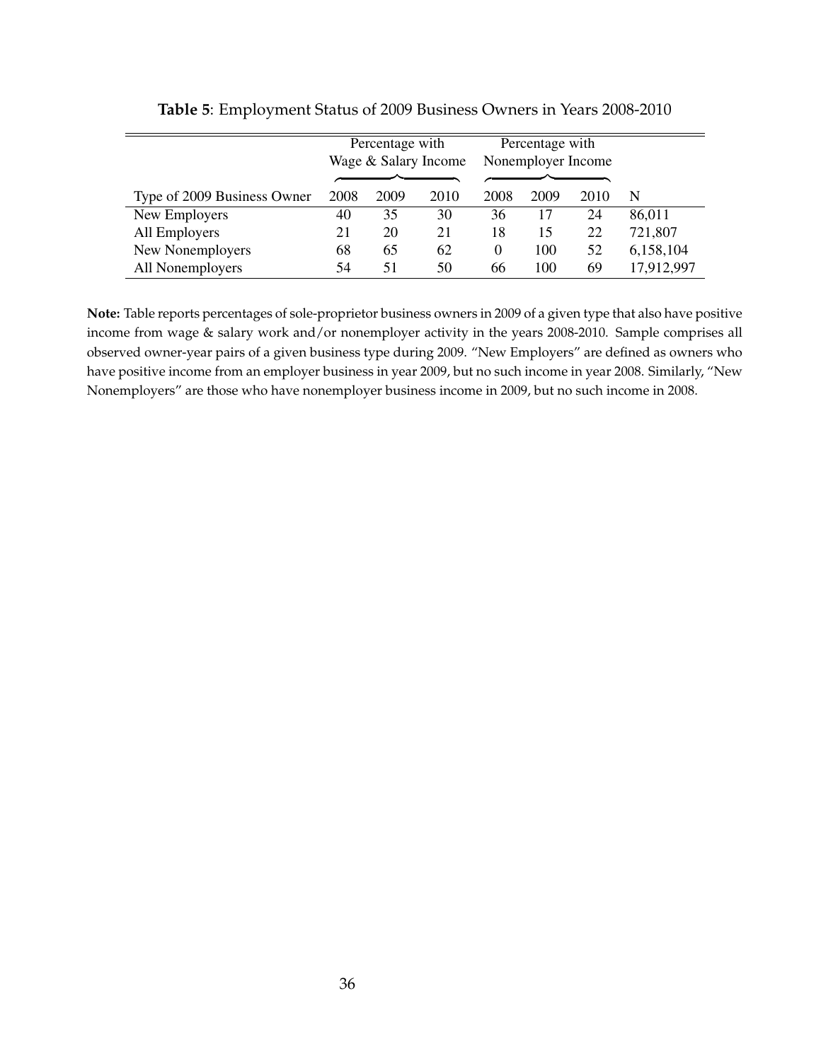**Table 5**: Employment Status of 2009 Business Owners in Years 2008-2010

| | Percentage with Wage & Salary Income | | | Percentage with Nonemployer Income | | | |
|---|---|---|---|---|---|---|---|
| Type of 2009 Business Owner | 2008 | 2009 | 2010 | 2008 | 2009 | 2010 | N |
| New Employers | 40 | 35 | 30 | 36 | 17 | 24 | 86,011 |
| All Employers | 21 | 20 | 21 | 18 | 15 | 22 | 721,807 |
| New Nonemployers | 68 | 65 | 62 | 0 | 100 | 52 | 6,158,104 |
| All Nonemployers | 54 | 51 | 50 | 66 | 100 | 69 | 17,912,997 |

**Note:** Table reports percentages of sole-proprietor business owners in 2009 of a given type that also have positive income from wage & salary work and/or nonemployer activity in the years 2008-2010. Sample comprises all observed owner-year pairs of a given business type during 2009. "New Employers" are defined as owners who have positive income from an employer business in year 2009, but no such income in year 2008. Similarly, "New Nonemployers" are those who have nonemployer business income in 2009, but no such income in 2008.